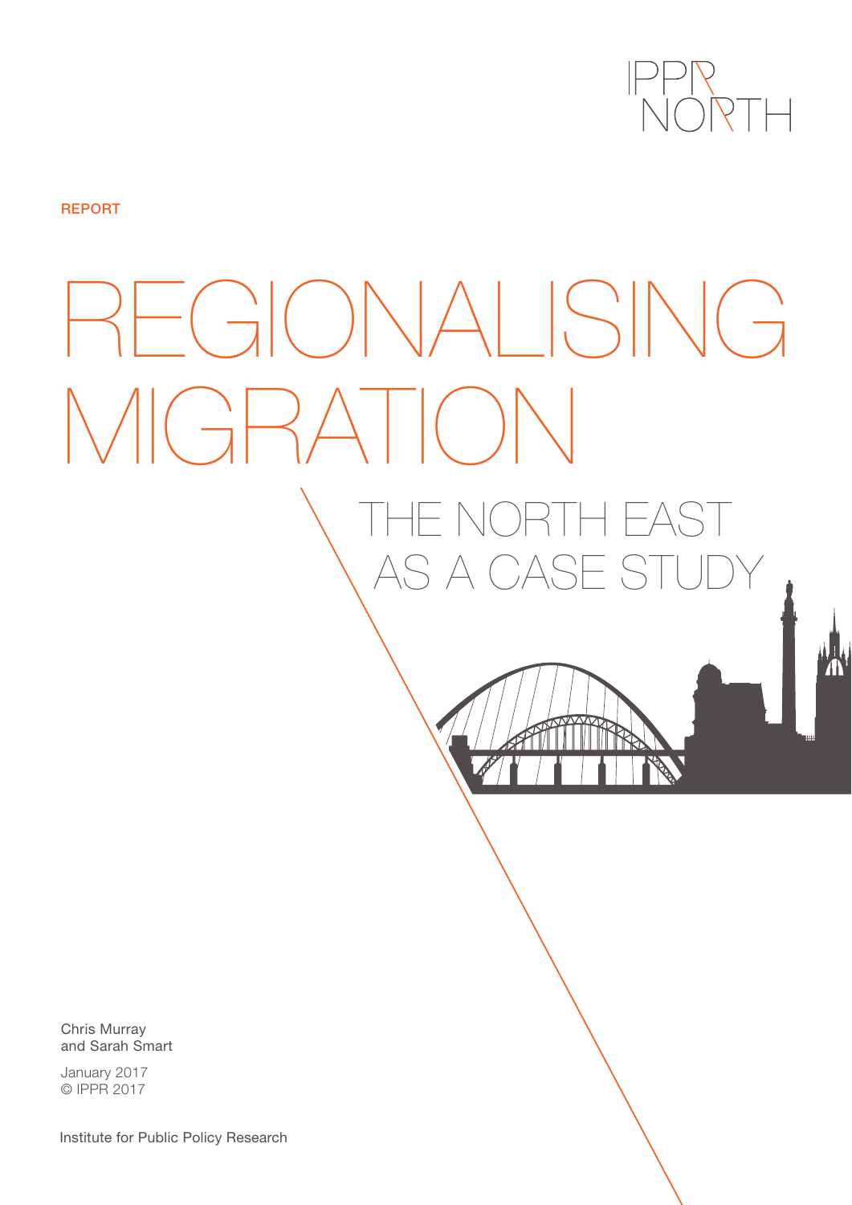IPPR NORTH

REPORT

# REGIONALISING MIGRATION

## THE NORTH EAST AS A CASE STUDY

Chris Murray
and Sarah Smart

January 2017
© IPPR 2017

Institute for Public Policy Research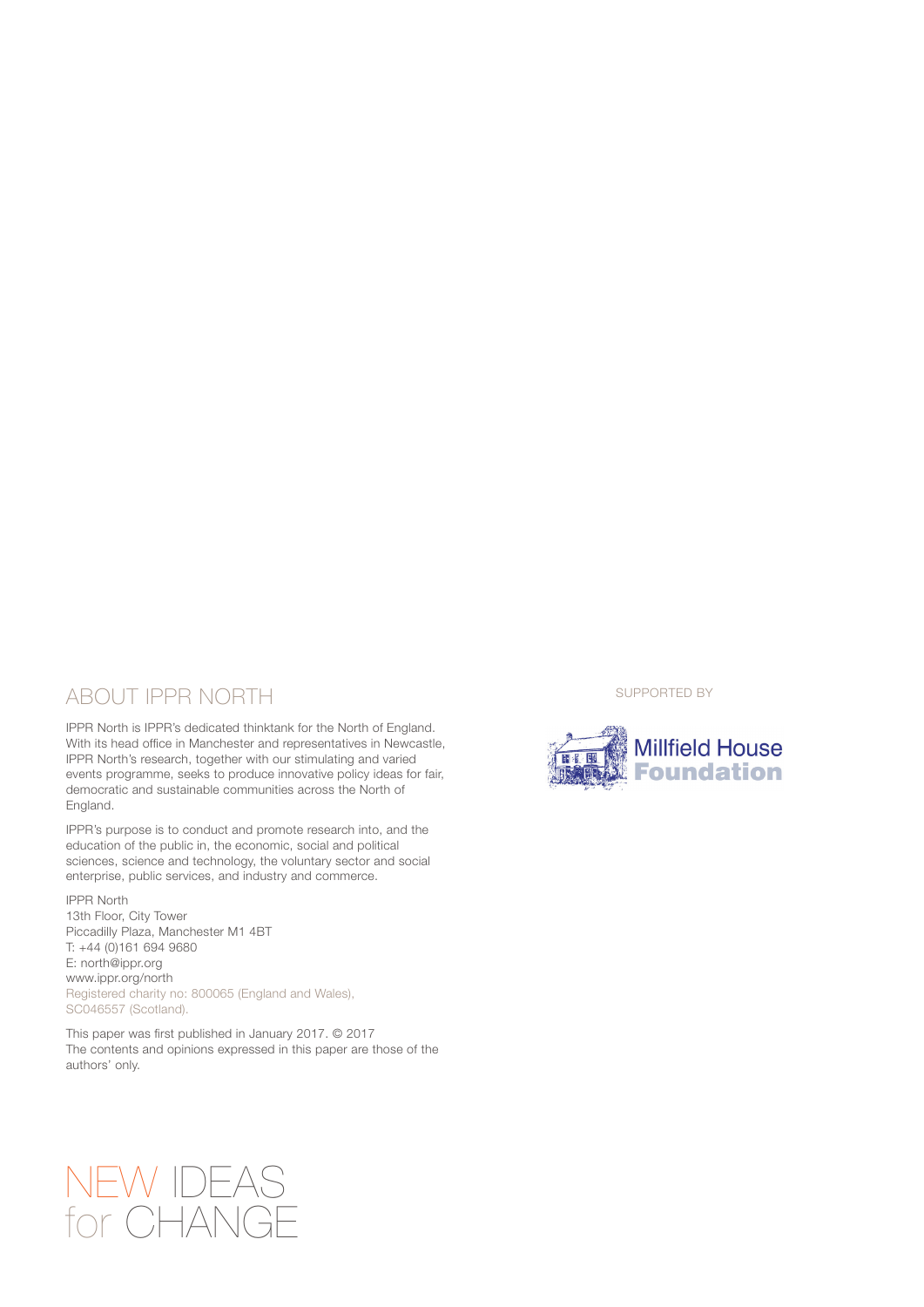## ABOUT IPPR NORTH

IPPR North is IPPR's dedicated thinktank for the North of England. With its head office in Manchester and representatives in Newcastle, IPPR North's research, together with our stimulating and varied events programme, seeks to produce innovative policy ideas for fair, democratic and sustainable communities across the North of England.

IPPR's purpose is to conduct and promote research into, and the education of the public in, the economic, social and political sciences, science and technology, the voluntary sector and social enterprise, public services, and industry and commerce.

IPPR North
13th Floor, City Tower
Piccadilly Plaza, Manchester M1 4BT
T: +44 (0)161 694 9680
E: north@ippr.org
www.ippr.org/north
Registered charity no: 800065 (England and Wales), SC046557 (Scotland).

This paper was first published in January 2017. © 2017
The contents and opinions expressed in this paper are those of the authors' only.

SUPPORTED BY

Millfield House Foundation

NEW IDEAS for CHANGE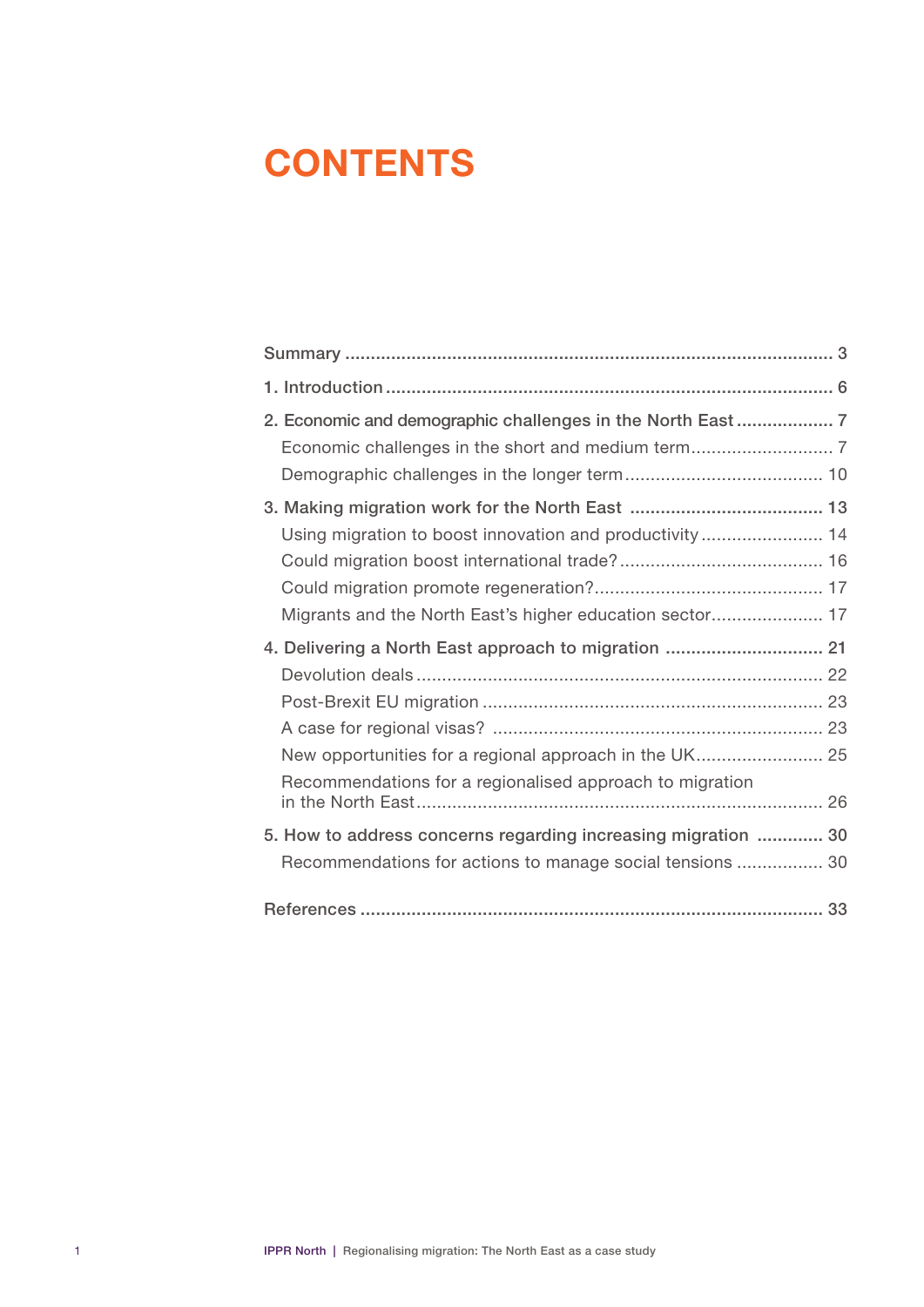# CONTENTS

Summary ... 3

1. Introduction ... 6

2. Economic and demographic challenges in the North East ... 7
   - Economic challenges in the short and medium term ... 7
   - Demographic challenges in the longer term ... 10

3. Making migration work for the North East ... 13
   - Using migration to boost innovation and productivity ... 14
   - Could migration boost international trade? ... 16
   - Could migration promote regeneration? ... 17
   - Migrants and the North East's higher education sector ... 17

4. Delivering a North East approach to migration ... 21
   - Devolution deals ... 22
   - Post-Brexit EU migration ... 23
   - A case for regional visas? ... 23
   - New opportunities for a regional approach in the UK ... 25
   - Recommendations for a regionalised approach to migration in the North East ... 26

5. How to address concerns regarding increasing migration ... 30
   - Recommendations for actions to manage social tensions ... 30

References ... 33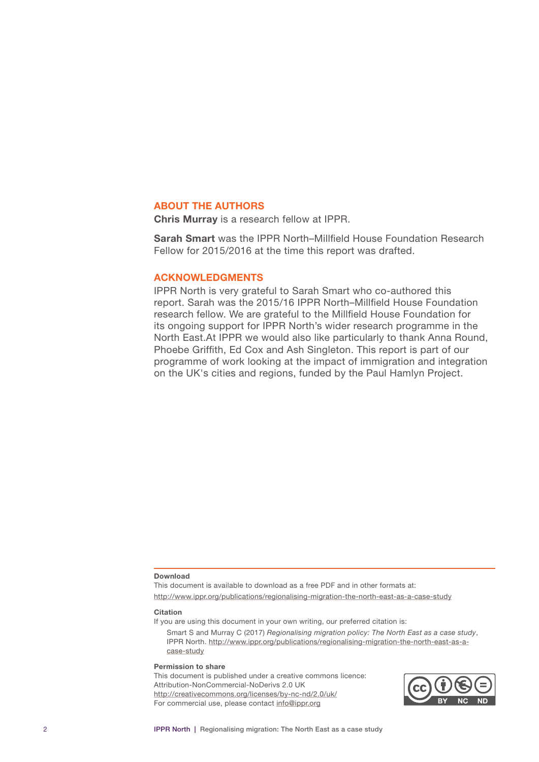## ABOUT THE AUTHORS

**Chris Murray** is a research fellow at IPPR.

**Sarah Smart** was the IPPR North–Millfield House Foundation Research Fellow for 2015/2016 at the time this report was drafted.

## ACKNOWLEDGMENTS

IPPR North is very grateful to Sarah Smart who co-authored this report. Sarah was the 2015/16 IPPR North–Millfield House Foundation research fellow. We are grateful to the Millfield House Foundation for its ongoing support for IPPR North's wider research programme in the North East.At IPPR we would also like particularly to thank Anna Round, Phoebe Griffith, Ed Cox and Ash Singleton. This report is part of our programme of work looking at the impact of immigration and integration on the UK's cities and regions, funded by the Paul Hamlyn Project.

**Download**

This document is available to download as a free PDF and in other formats at:

http://www.ippr.org/publications/regionalising-migration-the-north-east-as-a-case-study

**Citation**

If you are using this document in your own writing, our preferred citation is:

Smart S and Murray C (2017) *Regionalising migration policy: The North East as a case study*, IPPR North. http://www.ippr.org/publications/regionalising-migration-the-north-east-as-a-case-study

**Permission to share**

This document is published under a creative commons licence:
Attribution-NonCommercial-NoDerivs 2.0 UK
http://creativecommons.org/licenses/by-nc-nd/2.0/uk/
For commercial use, please contact info@ippr.org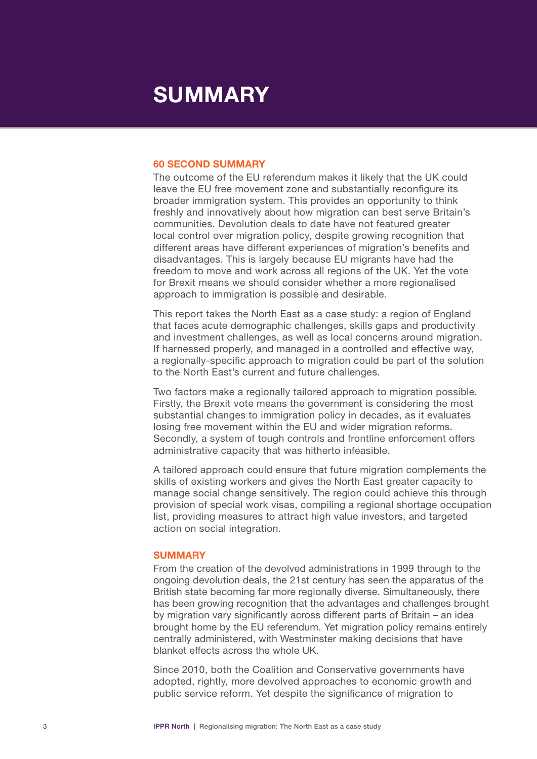# SUMMARY

### 60 SECOND SUMMARY

The outcome of the EU referendum makes it likely that the UK could leave the EU free movement zone and substantially reconfigure its broader immigration system. This provides an opportunity to think freshly and innovatively about how migration can best serve Britain's communities. Devolution deals to date have not featured greater local control over migration policy, despite growing recognition that different areas have different experiences of migration's benefits and disadvantages. This is largely because EU migrants have had the freedom to move and work across all regions of the UK. Yet the vote for Brexit means we should consider whether a more regionalised approach to immigration is possible and desirable.

This report takes the North East as a case study: a region of England that faces acute demographic challenges, skills gaps and productivity and investment challenges, as well as local concerns around migration. If harnessed properly, and managed in a controlled and effective way, a regionally-specific approach to migration could be part of the solution to the North East's current and future challenges.

Two factors make a regionally tailored approach to migration possible. Firstly, the Brexit vote means the government is considering the most substantial changes to immigration policy in decades, as it evaluates losing free movement within the EU and wider migration reforms. Secondly, a system of tough controls and frontline enforcement offers administrative capacity that was hitherto infeasible.

A tailored approach could ensure that future migration complements the skills of existing workers and gives the North East greater capacity to manage social change sensitively. The region could achieve this through provision of special work visas, compiling a regional shortage occupation list, providing measures to attract high value investors, and targeted action on social integration.

### SUMMARY

From the creation of the devolved administrations in 1999 through to the ongoing devolution deals, the 21st century has seen the apparatus of the British state becoming far more regionally diverse. Simultaneously, there has been growing recognition that the advantages and challenges brought by migration vary significantly across different parts of Britain – an idea brought home by the EU referendum. Yet migration policy remains entirely centrally administered, with Westminster making decisions that have blanket effects across the whole UK.

Since 2010, both the Coalition and Conservative governments have adopted, rightly, more devolved approaches to economic growth and public service reform. Yet despite the significance of migration to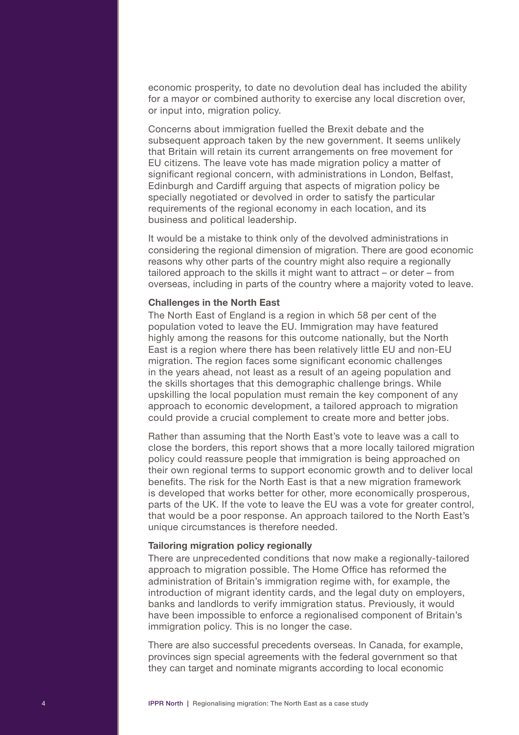economic prosperity, to date no devolution deal has included the ability for a mayor or combined authority to exercise any local discretion over, or input into, migration policy.

Concerns about immigration fuelled the Brexit debate and the subsequent approach taken by the new government. It seems unlikely that Britain will retain its current arrangements on free movement for EU citizens. The leave vote has made migration policy a matter of significant regional concern, with administrations in London, Belfast, Edinburgh and Cardiff arguing that aspects of migration policy be specially negotiated or devolved in order to satisfy the particular requirements of the regional economy in each location, and its business and political leadership.

It would be a mistake to think only of the devolved administrations in considering the regional dimension of migration. There are good economic reasons why other parts of the country might also require a regionally tailored approach to the skills it might want to attract – or deter – from overseas, including in parts of the country where a majority voted to leave.

**Challenges in the North East**

The North East of England is a region in which 58 per cent of the population voted to leave the EU. Immigration may have featured highly among the reasons for this outcome nationally, but the North East is a region where there has been relatively little EU and non-EU migration. The region faces some significant economic challenges in the years ahead, not least as a result of an ageing population and the skills shortages that this demographic challenge brings. While upskilling the local population must remain the key component of any approach to economic development, a tailored approach to migration could provide a crucial complement to create more and better jobs.

Rather than assuming that the North East's vote to leave was a call to close the borders, this report shows that a more locally tailored migration policy could reassure people that immigration is being approached on their own regional terms to support economic growth and to deliver local benefits. The risk for the North East is that a new migration framework is developed that works better for other, more economically prosperous, parts of the UK. If the vote to leave the EU was a vote for greater control, that would be a poor response. An approach tailored to the North East's unique circumstances is therefore needed.

**Tailoring migration policy regionally**

There are unprecedented conditions that now make a regionally-tailored approach to migration possible. The Home Office has reformed the administration of Britain's immigration regime with, for example, the introduction of migrant identity cards, and the legal duty on employers, banks and landlords to verify immigration status. Previously, it would have been impossible to enforce a regionalised component of Britain's immigration policy. This is no longer the case.

There are also successful precedents overseas. In Canada, for example, provinces sign special agreements with the federal government so that they can target and nominate migrants according to local economic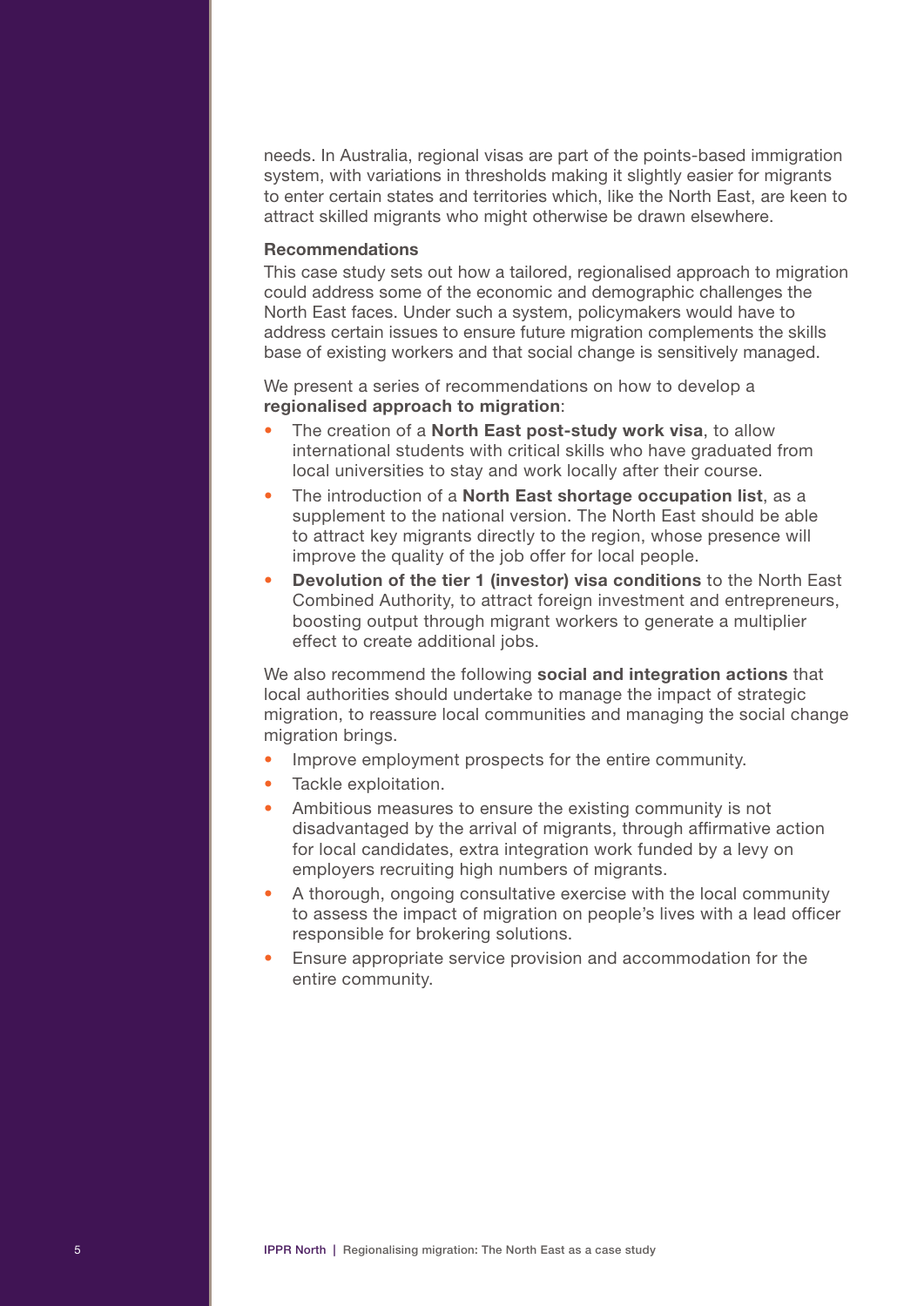needs. In Australia, regional visas are part of the points-based immigration system, with variations in thresholds making it slightly easier for migrants to enter certain states and territories which, like the North East, are keen to attract skilled migrants who might otherwise be drawn elsewhere.

### Recommendations

This case study sets out how a tailored, regionalised approach to migration could address some of the economic and demographic challenges the North East faces. Under such a system, policymakers would have to address certain issues to ensure future migration complements the skills base of existing workers and that social change is sensitively managed.

We present a series of recommendations on how to develop a **regionalised approach to migration**:

- The creation of a **North East post-study work visa**, to allow international students with critical skills who have graduated from local universities to stay and work locally after their course.
- The introduction of a **North East shortage occupation list**, as a supplement to the national version. The North East should be able to attract key migrants directly to the region, whose presence will improve the quality of the job offer for local people.
- **Devolution of the tier 1 (investor) visa conditions** to the North East Combined Authority, to attract foreign investment and entrepreneurs, boosting output through migrant workers to generate a multiplier effect to create additional jobs.

We also recommend the following **social and integration actions** that local authorities should undertake to manage the impact of strategic migration, to reassure local communities and managing the social change migration brings.

- Improve employment prospects for the entire community.
- Tackle exploitation.
- Ambitious measures to ensure the existing community is not disadvantaged by the arrival of migrants, through affirmative action for local candidates, extra integration work funded by a levy on employers recruiting high numbers of migrants.
- A thorough, ongoing consultative exercise with the local community to assess the impact of migration on people's lives with a lead officer responsible for brokering solutions.
- Ensure appropriate service provision and accommodation for the entire community.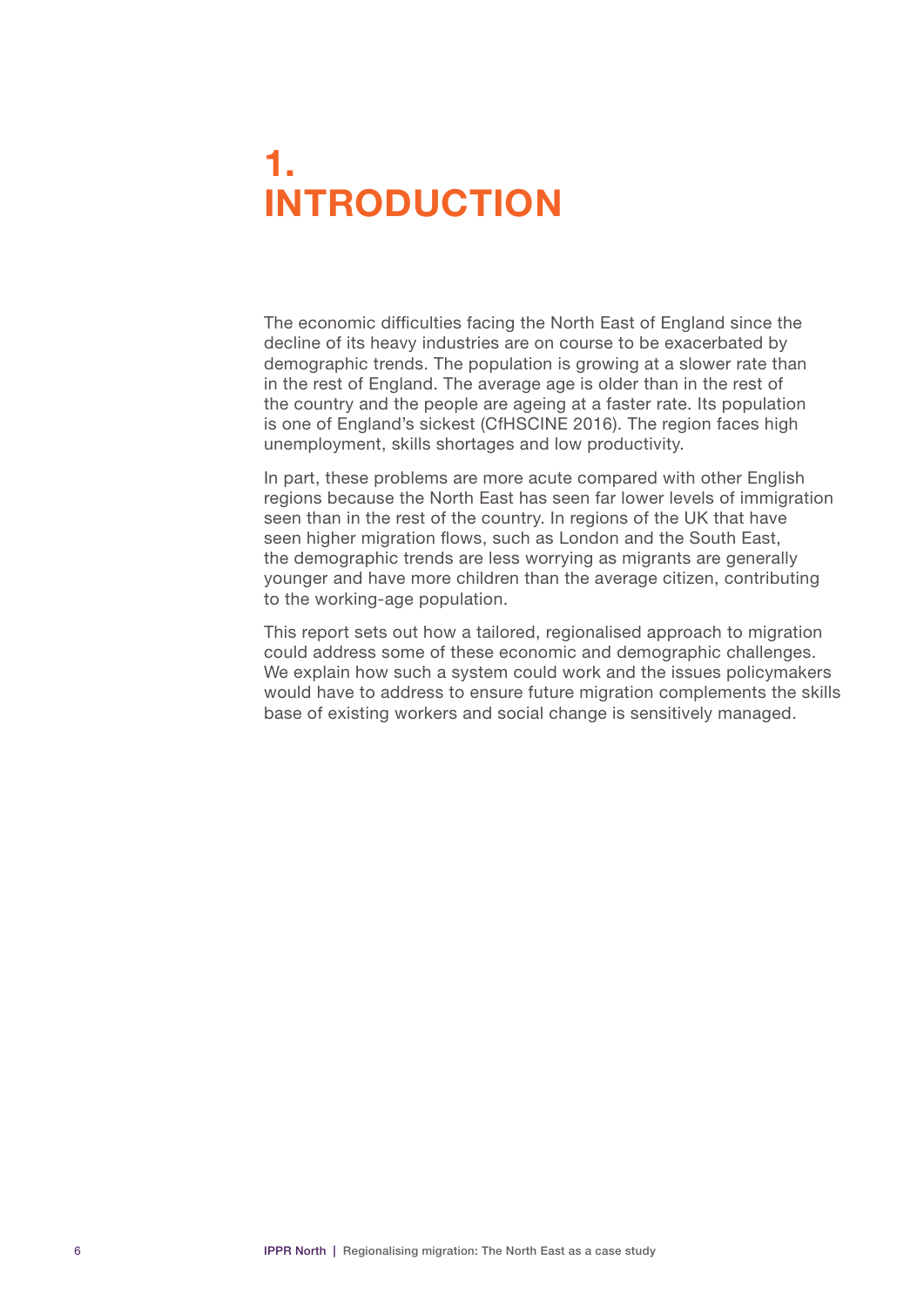# 1. INTRODUCTION

The economic difficulties facing the North East of England since the decline of its heavy industries are on course to be exacerbated by demographic trends. The population is growing at a slower rate than in the rest of England. The average age is older than in the rest of the country and the people are ageing at a faster rate. Its population is one of England's sickest (CfHSCINE 2016). The region faces high unemployment, skills shortages and low productivity.

In part, these problems are more acute compared with other English regions because the North East has seen far lower levels of immigration seen than in the rest of the country. In regions of the UK that have seen higher migration flows, such as London and the South East, the demographic trends are less worrying as migrants are generally younger and have more children than the average citizen, contributing to the working-age population.

This report sets out how a tailored, regionalised approach to migration could address some of these economic and demographic challenges. We explain how such a system could work and the issues policymakers would have to address to ensure future migration complements the skills base of existing workers and social change is sensitively managed.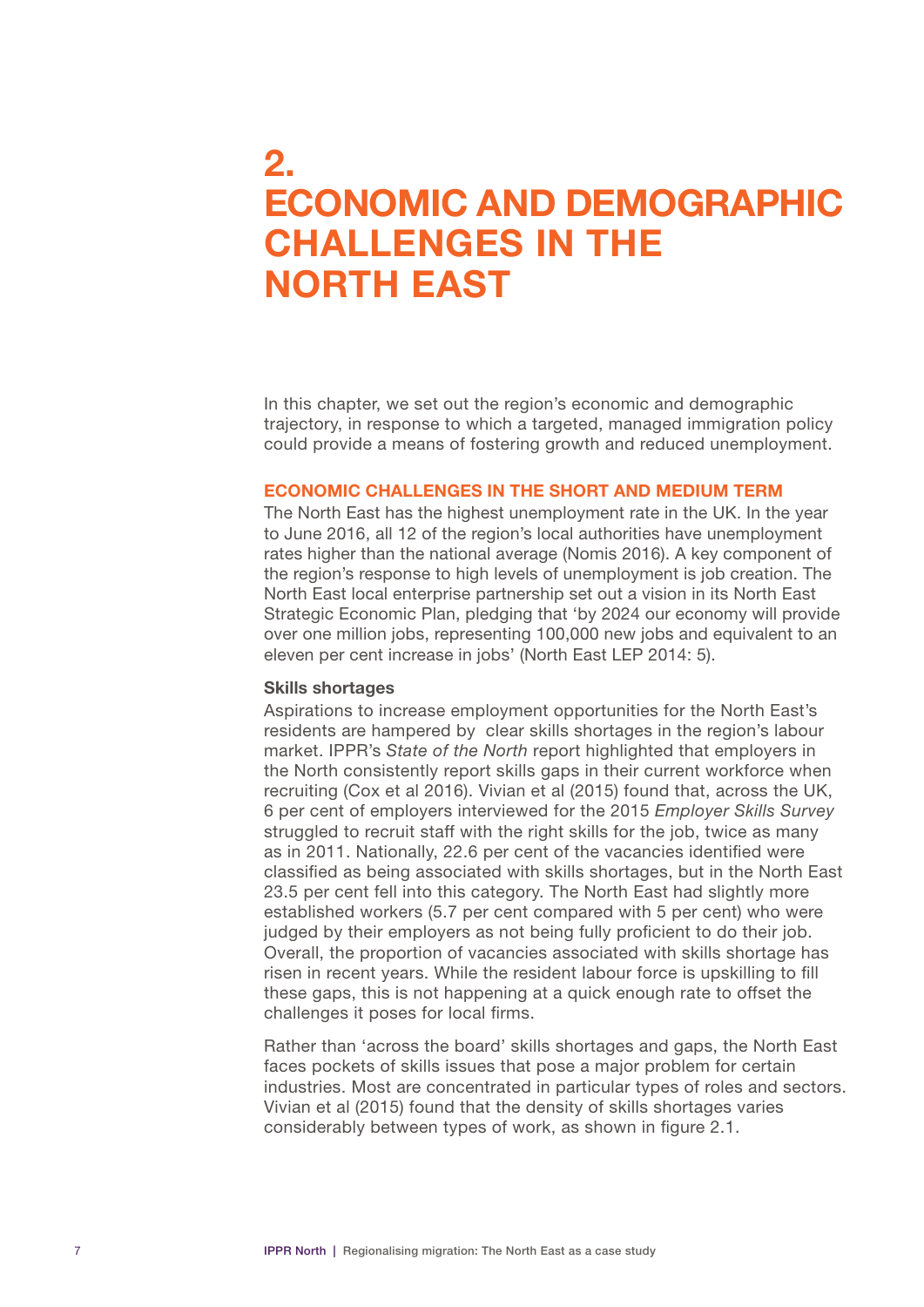# 2. ECONOMIC AND DEMOGRAPHIC CHALLENGES IN THE NORTH EAST

In this chapter, we set out the region's economic and demographic trajectory, in response to which a targeted, managed immigration policy could provide a means of fostering growth and reduced unemployment.

## ECONOMIC CHALLENGES IN THE SHORT AND MEDIUM TERM

The North East has the highest unemployment rate in the UK. In the year to June 2016, all 12 of the region's local authorities have unemployment rates higher than the national average (Nomis 2016). A key component of the region's response to high levels of unemployment is job creation. The North East local enterprise partnership set out a vision in its North East Strategic Economic Plan, pledging that 'by 2024 our economy will provide over one million jobs, representing 100,000 new jobs and equivalent to an eleven per cent increase in jobs' (North East LEP 2014: 5).

### Skills shortages

Aspirations to increase employment opportunities for the North East's residents are hampered by clear skills shortages in the region's labour market. IPPR's *State of the North* report highlighted that employers in the North consistently report skills gaps in their current workforce when recruiting (Cox et al 2016). Vivian et al (2015) found that, across the UK, 6 per cent of employers interviewed for the 2015 *Employer Skills Survey* struggled to recruit staff with the right skills for the job, twice as many as in 2011. Nationally, 22.6 per cent of the vacancies identified were classified as being associated with skills shortages, but in the North East 23.5 per cent fell into this category. The North East had slightly more established workers (5.7 per cent compared with 5 per cent) who were judged by their employers as not being fully proficient to do their job. Overall, the proportion of vacancies associated with skills shortage has risen in recent years. While the resident labour force is upskilling to fill these gaps, this is not happening at a quick enough rate to offset the challenges it poses for local firms.

Rather than 'across the board' skills shortages and gaps, the North East faces pockets of skills issues that pose a major problem for certain industries. Most are concentrated in particular types of roles and sectors. Vivian et al (2015) found that the density of skills shortages varies considerably between types of work, as shown in figure 2.1.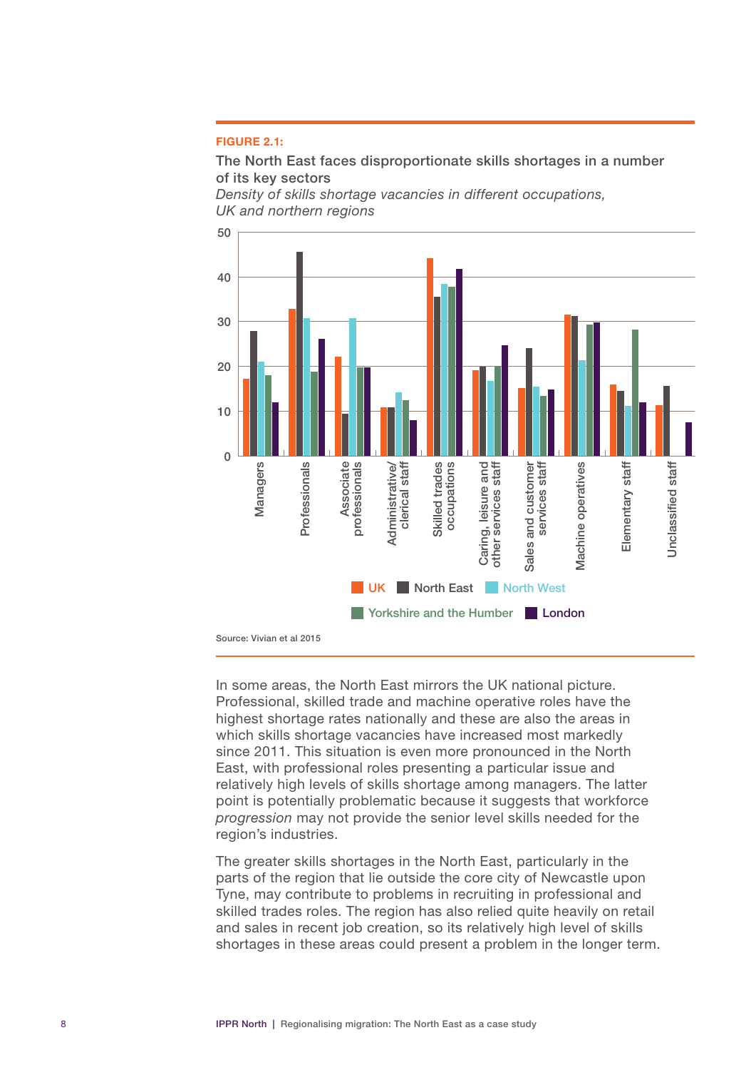**FIGURE 2.1:**

**The North East faces disproportionate skills shortages in a number of its key sectors**

*Density of skills shortage vacancies in different occupations, UK and northern regions*

Source: Vivian et al 2015

In some areas, the North East mirrors the UK national picture. Professional, skilled trade and machine operative roles have the highest shortage rates nationally and these are also the areas in which skills shortage vacancies have increased most markedly since 2011. This situation is even more pronounced in the North East, with professional roles presenting a particular issue and relatively high levels of skills shortage among managers. The latter point is potentially problematic because it suggests that workforce *progression* may not provide the senior level skills needed for the region's industries.

The greater skills shortages in the North East, particularly in the parts of the region that lie outside the core city of Newcastle upon Tyne, may contribute to problems in recruiting in professional and skilled trades roles. The region has also relied quite heavily on retail and sales in recent job creation, so its relatively high level of skills shortages in these areas could present a problem in the longer term.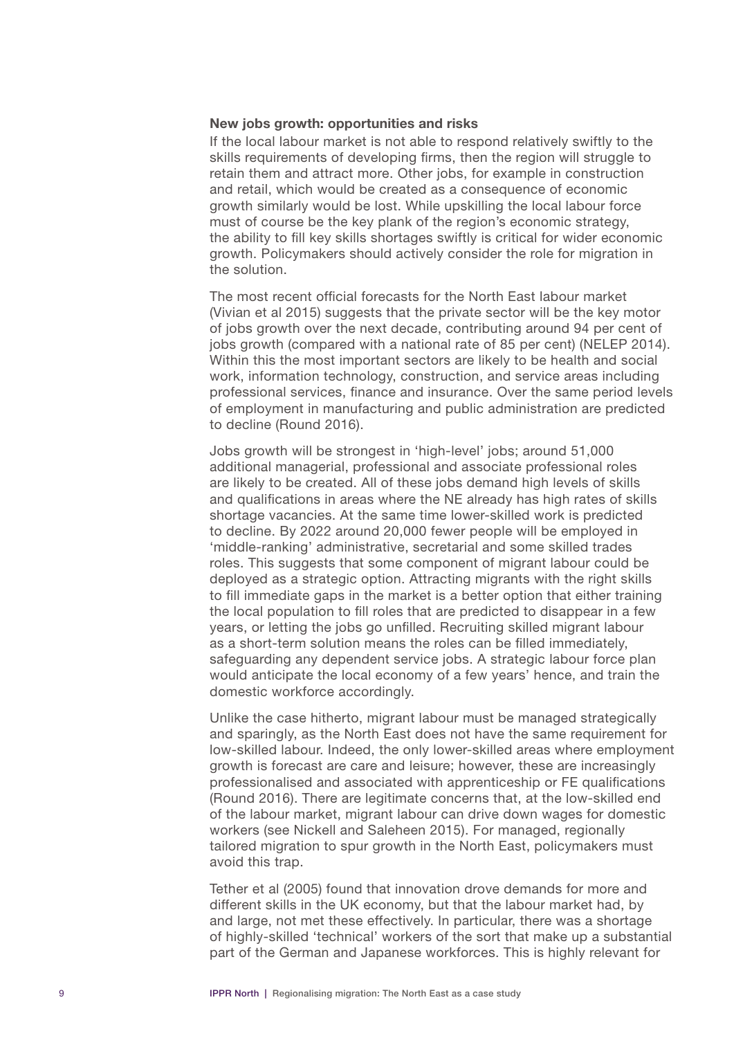**New jobs growth: opportunities and risks**

If the local labour market is not able to respond relatively swiftly to the skills requirements of developing firms, then the region will struggle to retain them and attract more. Other jobs, for example in construction and retail, which would be created as a consequence of economic growth similarly would be lost. While upskilling the local labour force must of course be the key plank of the region's economic strategy, the ability to fill key skills shortages swiftly is critical for wider economic growth. Policymakers should actively consider the role for migration in the solution.

The most recent official forecasts for the North East labour market (Vivian et al 2015) suggests that the private sector will be the key motor of jobs growth over the next decade, contributing around 94 per cent of jobs growth (compared with a national rate of 85 per cent) (NELEP 2014). Within this the most important sectors are likely to be health and social work, information technology, construction, and service areas including professional services, finance and insurance. Over the same period levels of employment in manufacturing and public administration are predicted to decline (Round 2016).

Jobs growth will be strongest in 'high-level' jobs; around 51,000 additional managerial, professional and associate professional roles are likely to be created. All of these jobs demand high levels of skills and qualifications in areas where the NE already has high rates of skills shortage vacancies. At the same time lower-skilled work is predicted to decline. By 2022 around 20,000 fewer people will be employed in 'middle-ranking' administrative, secretarial and some skilled trades roles. This suggests that some component of migrant labour could be deployed as a strategic option. Attracting migrants with the right skills to fill immediate gaps in the market is a better option that either training the local population to fill roles that are predicted to disappear in a few years, or letting the jobs go unfilled. Recruiting skilled migrant labour as a short-term solution means the roles can be filled immediately, safeguarding any dependent service jobs. A strategic labour force plan would anticipate the local economy of a few years' hence, and train the domestic workforce accordingly.

Unlike the case hitherto, migrant labour must be managed strategically and sparingly, as the North East does not have the same requirement for low-skilled labour. Indeed, the only lower-skilled areas where employment growth is forecast are care and leisure; however, these are increasingly professionalised and associated with apprenticeship or FE qualifications (Round 2016). There are legitimate concerns that, at the low-skilled end of the labour market, migrant labour can drive down wages for domestic workers (see Nickell and Saleheen 2015). For managed, regionally tailored migration to spur growth in the North East, policymakers must avoid this trap.

Tether et al (2005) found that innovation drove demands for more and different skills in the UK economy, but that the labour market had, by and large, not met these effectively. In particular, there was a shortage of highly-skilled 'technical' workers of the sort that make up a substantial part of the German and Japanese workforces. This is highly relevant for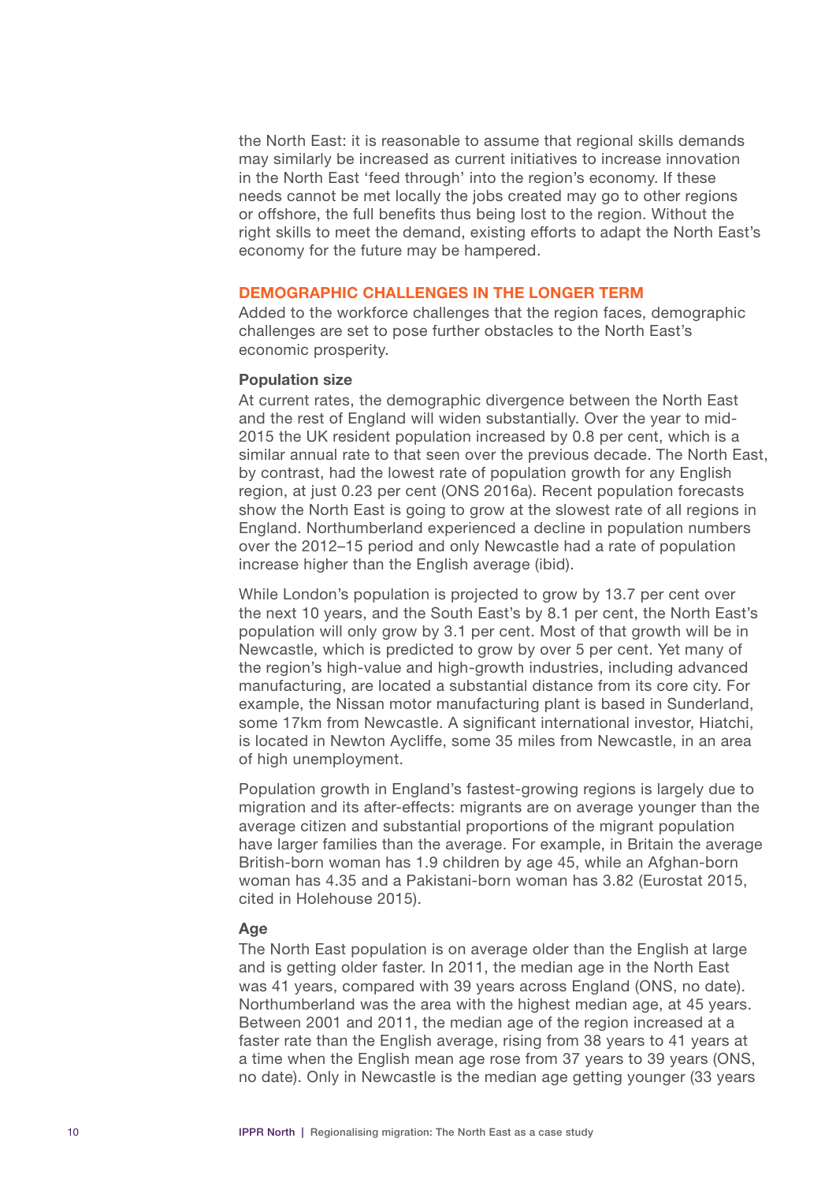the North East: it is reasonable to assume that regional skills demands may similarly be increased as current initiatives to increase innovation in the North East 'feed through' into the region's economy. If these needs cannot be met locally the jobs created may go to other regions or offshore, the full benefits thus being lost to the region. Without the right skills to meet the demand, existing efforts to adapt the North East's economy for the future may be hampered.

## DEMOGRAPHIC CHALLENGES IN THE LONGER TERM

Added to the workforce challenges that the region faces, demographic challenges are set to pose further obstacles to the North East's economic prosperity.

### Population size

At current rates, the demographic divergence between the North East and the rest of England will widen substantially. Over the year to mid-2015 the UK resident population increased by 0.8 per cent, which is a similar annual rate to that seen over the previous decade. The North East, by contrast, had the lowest rate of population growth for any English region, at just 0.23 per cent (ONS 2016a). Recent population forecasts show the North East is going to grow at the slowest rate of all regions in England. Northumberland experienced a decline in population numbers over the 2012–15 period and only Newcastle had a rate of population increase higher than the English average (ibid).

While London's population is projected to grow by 13.7 per cent over the next 10 years, and the South East's by 8.1 per cent, the North East's population will only grow by 3.1 per cent. Most of that growth will be in Newcastle, which is predicted to grow by over 5 per cent. Yet many of the region's high-value and high-growth industries, including advanced manufacturing, are located a substantial distance from its core city. For example, the Nissan motor manufacturing plant is based in Sunderland, some 17km from Newcastle. A significant international investor, Hiatchi, is located in Newton Aycliffe, some 35 miles from Newcastle, in an area of high unemployment.

Population growth in England's fastest-growing regions is largely due to migration and its after-effects: migrants are on average younger than the average citizen and substantial proportions of the migrant population have larger families than the average. For example, in Britain the average British-born woman has 1.9 children by age 45, while an Afghan-born woman has 4.35 and a Pakistani-born woman has 3.82 (Eurostat 2015, cited in Holehouse 2015).

### Age

The North East population is on average older than the English at large and is getting older faster. In 2011, the median age in the North East was 41 years, compared with 39 years across England (ONS, no date). Northumberland was the area with the highest median age, at 45 years. Between 2001 and 2011, the median age of the region increased at a faster rate than the English average, rising from 38 years to 41 years at a time when the English mean age rose from 37 years to 39 years (ONS, no date). Only in Newcastle is the median age getting younger (33 years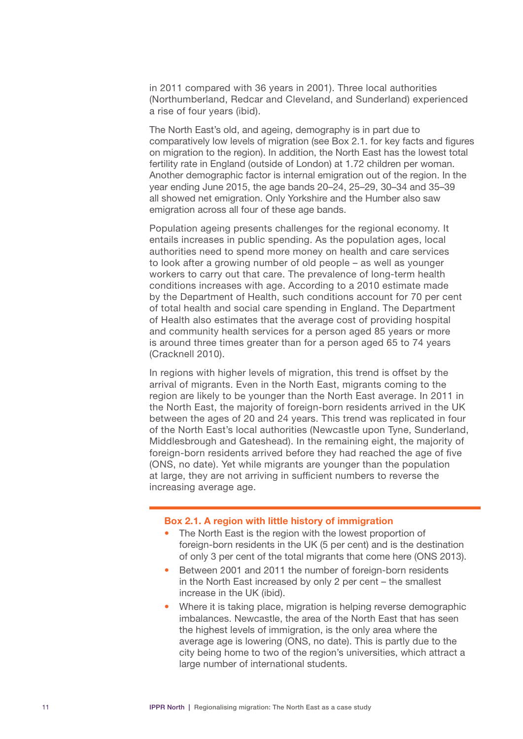in 2011 compared with 36 years in 2001). Three local authorities (Northumberland, Redcar and Cleveland, and Sunderland) experienced a rise of four years (ibid).

The North East's old, and ageing, demography is in part due to comparatively low levels of migration (see Box 2.1. for key facts and figures on migration to the region). In addition, the North East has the lowest total fertility rate in England (outside of London) at 1.72 children per woman. Another demographic factor is internal emigration out of the region. In the year ending June 2015, the age bands 20–24, 25–29, 30–34 and 35–39 all showed net emigration. Only Yorkshire and the Humber also saw emigration across all four of these age bands.

Population ageing presents challenges for the regional economy. It entails increases in public spending. As the population ages, local authorities need to spend more money on health and care services to look after a growing number of old people – as well as younger workers to carry out that care. The prevalence of long-term health conditions increases with age. According to a 2010 estimate made by the Department of Health, such conditions account for 70 per cent of total health and social care spending in England. The Department of Health also estimates that the average cost of providing hospital and community health services for a person aged 85 years or more is around three times greater than for a person aged 65 to 74 years (Cracknell 2010).

In regions with higher levels of migration, this trend is offset by the arrival of migrants. Even in the North East, migrants coming to the region are likely to be younger than the North East average. In 2011 in the North East, the majority of foreign-born residents arrived in the UK between the ages of 20 and 24 years. This trend was replicated in four of the North East's local authorities (Newcastle upon Tyne, Sunderland, Middlesbrough and Gateshead). In the remaining eight, the majority of foreign-born residents arrived before they had reached the age of five (ONS, no date). Yet while migrants are younger than the population at large, they are not arriving in sufficient numbers to reverse the increasing average age.

### Box 2.1. A region with little history of immigration

- The North East is the region with the lowest proportion of foreign-born residents in the UK (5 per cent) and is the destination of only 3 per cent of the total migrants that come here (ONS 2013).
- Between 2001 and 2011 the number of foreign-born residents in the North East increased by only 2 per cent – the smallest increase in the UK (ibid).
- Where it is taking place, migration is helping reverse demographic imbalances. Newcastle, the area of the North East that has seen the highest levels of immigration, is the only area where the average age is lowering (ONS, no date). This is partly due to the city being home to two of the region's universities, which attract a large number of international students.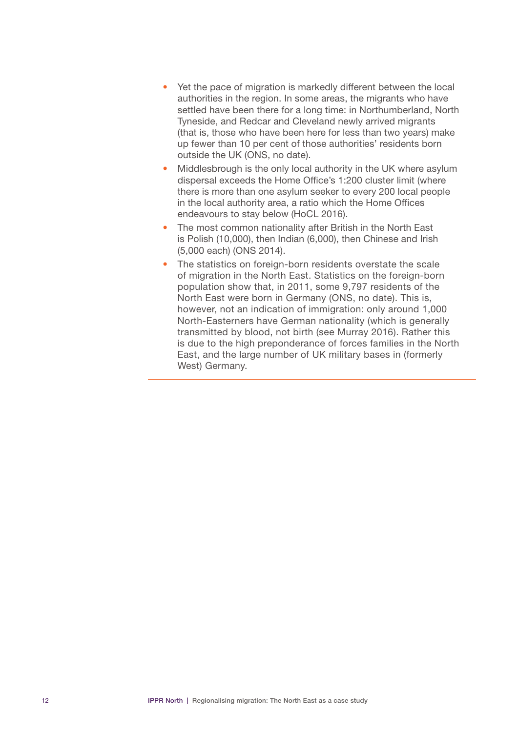- Yet the pace of migration is markedly different between the local authorities in the region. In some areas, the migrants who have settled have been there for a long time: in Northumberland, North Tyneside, and Redcar and Cleveland newly arrived migrants (that is, those who have been here for less than two years) make up fewer than 10 per cent of those authorities' residents born outside the UK (ONS, no date).
- Middlesbrough is the only local authority in the UK where asylum dispersal exceeds the Home Office's 1:200 cluster limit (where there is more than one asylum seeker to every 200 local people in the local authority area, a ratio which the Home Offices endeavours to stay below (HoCL 2016).
- The most common nationality after British in the North East is Polish (10,000), then Indian (6,000), then Chinese and Irish (5,000 each) (ONS 2014).
- The statistics on foreign-born residents overstate the scale of migration in the North East. Statistics on the foreign-born population show that, in 2011, some 9,797 residents of the North East were born in Germany (ONS, no date). This is, however, not an indication of immigration: only around 1,000 North-Easterners have German nationality (which is generally transmitted by blood, not birth (see Murray 2016). Rather this is due to the high preponderance of forces families in the North East, and the large number of UK military bases in (formerly West) Germany.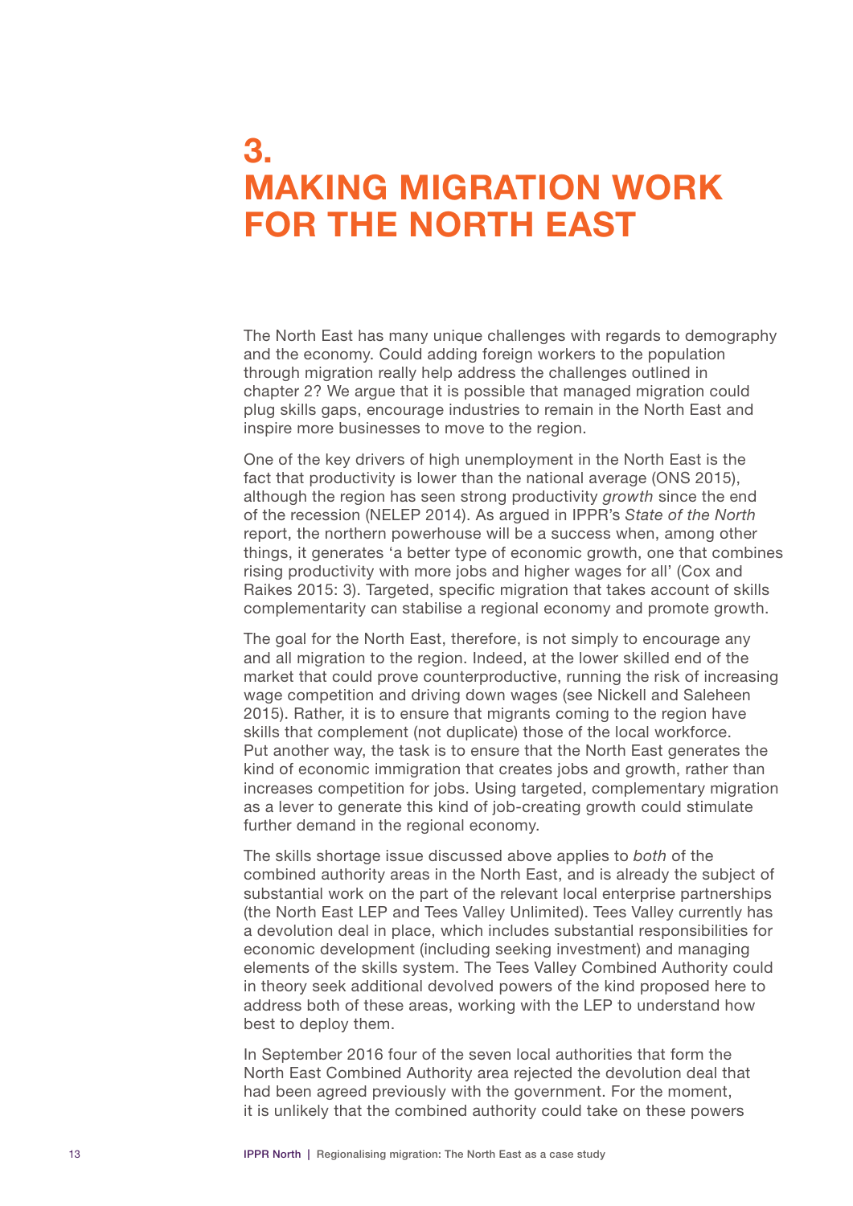# 3. MAKING MIGRATION WORK FOR THE NORTH EAST

The North East has many unique challenges with regards to demography and the economy. Could adding foreign workers to the population through migration really help address the challenges outlined in chapter 2? We argue that it is possible that managed migration could plug skills gaps, encourage industries to remain in the North East and inspire more businesses to move to the region.

One of the key drivers of high unemployment in the North East is the fact that productivity is lower than the national average (ONS 2015), although the region has seen strong productivity *growth* since the end of the recession (NELEP 2014). As argued in IPPR's *State of the North* report, the northern powerhouse will be a success when, among other things, it generates 'a better type of economic growth, one that combines rising productivity with more jobs and higher wages for all' (Cox and Raikes 2015: 3). Targeted, specific migration that takes account of skills complementarity can stabilise a regional economy and promote growth.

The goal for the North East, therefore, is not simply to encourage any and all migration to the region. Indeed, at the lower skilled end of the market that could prove counterproductive, running the risk of increasing wage competition and driving down wages (see Nickell and Saleheen 2015). Rather, it is to ensure that migrants coming to the region have skills that complement (not duplicate) those of the local workforce. Put another way, the task is to ensure that the North East generates the kind of economic immigration that creates jobs and growth, rather than increases competition for jobs. Using targeted, complementary migration as a lever to generate this kind of job-creating growth could stimulate further demand in the regional economy.

The skills shortage issue discussed above applies to *both* of the combined authority areas in the North East, and is already the subject of substantial work on the part of the relevant local enterprise partnerships (the North East LEP and Tees Valley Unlimited). Tees Valley currently has a devolution deal in place, which includes substantial responsibilities for economic development (including seeking investment) and managing elements of the skills system. The Tees Valley Combined Authority could in theory seek additional devolved powers of the kind proposed here to address both of these areas, working with the LEP to understand how best to deploy them.

In September 2016 four of the seven local authorities that form the North East Combined Authority area rejected the devolution deal that had been agreed previously with the government. For the moment, it is unlikely that the combined authority could take on these powers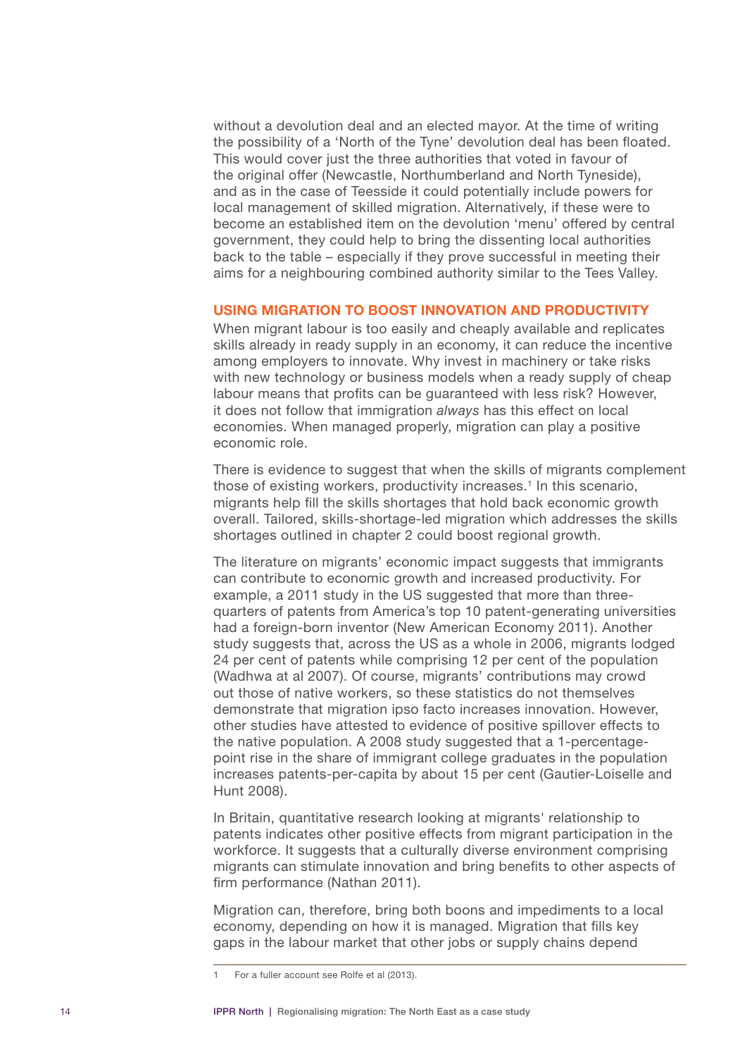without a devolution deal and an elected mayor. At the time of writing the possibility of a 'North of the Tyne' devolution deal has been floated. This would cover just the three authorities that voted in favour of the original offer (Newcastle, Northumberland and North Tyneside), and as in the case of Teesside it could potentially include powers for local management of skilled migration. Alternatively, if these were to become an established item on the devolution 'menu' offered by central government, they could help to bring the dissenting local authorities back to the table – especially if they prove successful in meeting their aims for a neighbouring combined authority similar to the Tees Valley.

### USING MIGRATION TO BOOST INNOVATION AND PRODUCTIVITY

When migrant labour is too easily and cheaply available and replicates skills already in ready supply in an economy, it can reduce the incentive among employers to innovate. Why invest in machinery or take risks with new technology or business models when a ready supply of cheap labour means that profits can be guaranteed with less risk? However, it does not follow that immigration *always* has this effect on local economies. When managed properly, migration can play a positive economic role.

There is evidence to suggest that when the skills of migrants complement those of existing workers, productivity increases.[1] In this scenario, migrants help fill the skills shortages that hold back economic growth overall. Tailored, skills-shortage-led migration which addresses the skills shortages outlined in chapter 2 could boost regional growth.

The literature on migrants' economic impact suggests that immigrants can contribute to economic growth and increased productivity. For example, a 2011 study in the US suggested that more than three-quarters of patents from America's top 10 patent-generating universities had a foreign-born inventor (New American Economy 2011). Another study suggests that, across the US as a whole in 2006, migrants lodged 24 per cent of patents while comprising 12 per cent of the population (Wadhwa at al 2007). Of course, migrants' contributions may crowd out those of native workers, so these statistics do not themselves demonstrate that migration ipso facto increases innovation. However, other studies have attested to evidence of positive spillover effects to the native population. A 2008 study suggested that a 1-percentage-point rise in the share of immigrant college graduates in the population increases patents-per-capita by about 15 per cent (Gautier-Loiselle and Hunt 2008).

In Britain, quantitative research looking at migrants' relationship to patents indicates other positive effects from migrant participation in the workforce. It suggests that a culturally diverse environment comprising migrants can stimulate innovation and bring benefits to other aspects of firm performance (Nathan 2011).

Migration can, therefore, bring both boons and impediments to a local economy, depending on how it is managed. Migration that fills key gaps in the labour market that other jobs or supply chains depend

1 For a fuller account see Rolfe et al (2013).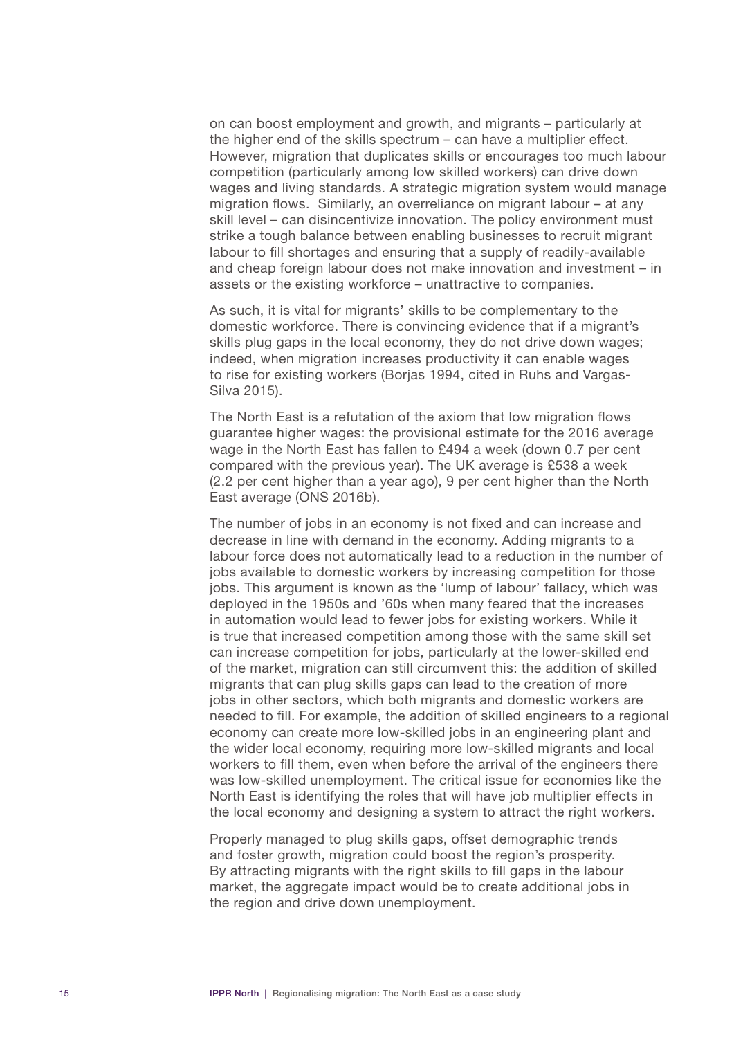on can boost employment and growth, and migrants – particularly at the higher end of the skills spectrum – can have a multiplier effect. However, migration that duplicates skills or encourages too much labour competition (particularly among low skilled workers) can drive down wages and living standards. A strategic migration system would manage migration flows. Similarly, an overreliance on migrant labour – at any skill level – can disincentivize innovation. The policy environment must strike a tough balance between enabling businesses to recruit migrant labour to fill shortages and ensuring that a supply of readily-available and cheap foreign labour does not make innovation and investment – in assets or the existing workforce – unattractive to companies.

As such, it is vital for migrants' skills to be complementary to the domestic workforce. There is convincing evidence that if a migrant's skills plug gaps in the local economy, they do not drive down wages; indeed, when migration increases productivity it can enable wages to rise for existing workers (Borjas 1994, cited in Ruhs and Vargas-Silva 2015).

The North East is a refutation of the axiom that low migration flows guarantee higher wages: the provisional estimate for the 2016 average wage in the North East has fallen to £494 a week (down 0.7 per cent compared with the previous year). The UK average is £538 a week (2.2 per cent higher than a year ago), 9 per cent higher than the North East average (ONS 2016b).

The number of jobs in an economy is not fixed and can increase and decrease in line with demand in the economy. Adding migrants to a labour force does not automatically lead to a reduction in the number of jobs available to domestic workers by increasing competition for those jobs. This argument is known as the 'lump of labour' fallacy, which was deployed in the 1950s and '60s when many feared that the increases in automation would lead to fewer jobs for existing workers. While it is true that increased competition among those with the same skill set can increase competition for jobs, particularly at the lower-skilled end of the market, migration can still circumvent this: the addition of skilled migrants that can plug skills gaps can lead to the creation of more jobs in other sectors, which both migrants and domestic workers are needed to fill. For example, the addition of skilled engineers to a regional economy can create more low-skilled jobs in an engineering plant and the wider local economy, requiring more low-skilled migrants and local workers to fill them, even when before the arrival of the engineers there was low-skilled unemployment. The critical issue for economies like the North East is identifying the roles that will have job multiplier effects in the local economy and designing a system to attract the right workers.

Properly managed to plug skills gaps, offset demographic trends and foster growth, migration could boost the region's prosperity. By attracting migrants with the right skills to fill gaps in the labour market, the aggregate impact would be to create additional jobs in the region and drive down unemployment.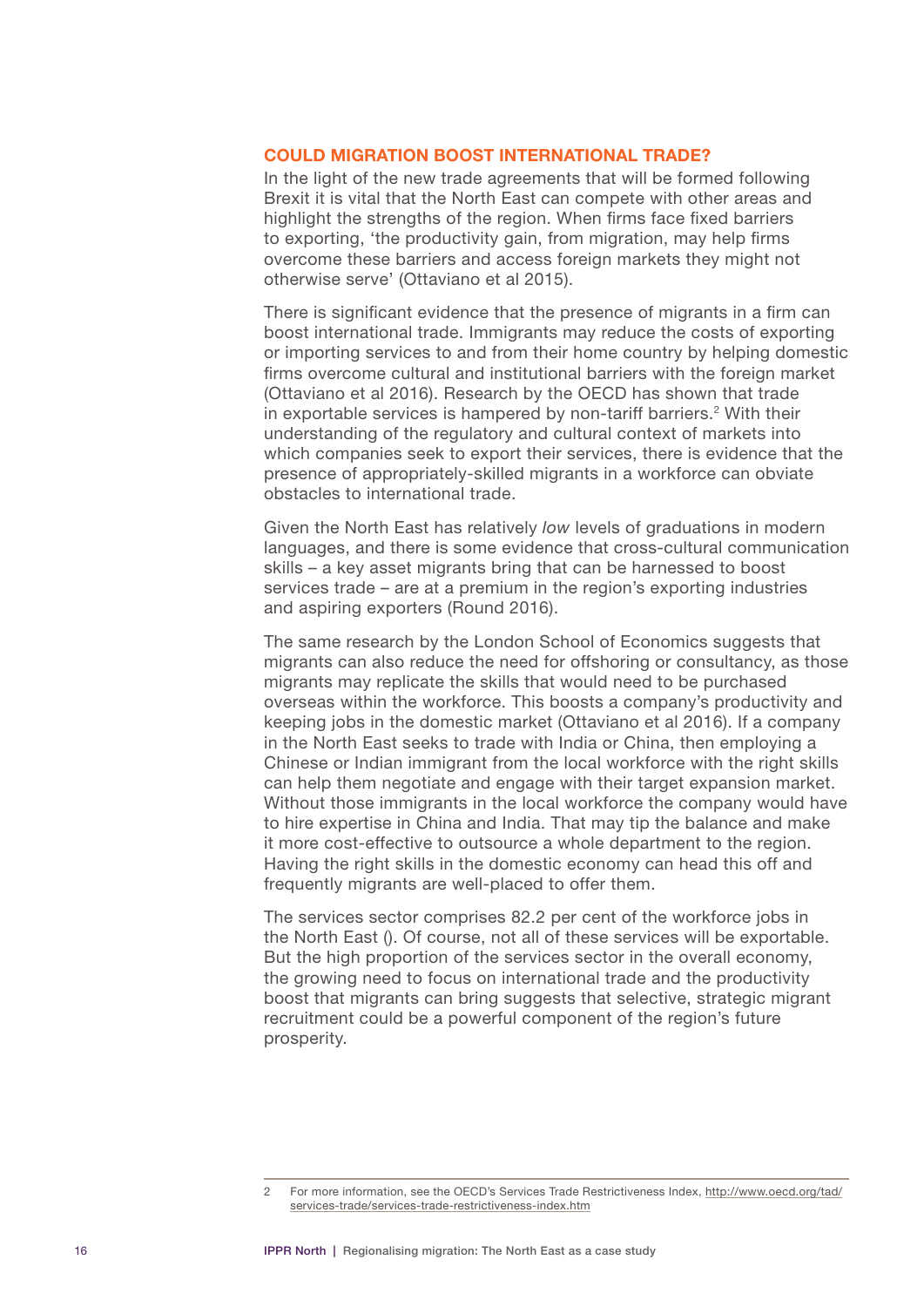## COULD MIGRATION BOOST INTERNATIONAL TRADE?

In the light of the new trade agreements that will be formed following Brexit it is vital that the North East can compete with other areas and highlight the strengths of the region. When firms face fixed barriers to exporting, 'the productivity gain, from migration, may help firms overcome these barriers and access foreign markets they might not otherwise serve' (Ottaviano et al 2015).

There is significant evidence that the presence of migrants in a firm can boost international trade. Immigrants may reduce the costs of exporting or importing services to and from their home country by helping domestic firms overcome cultural and institutional barriers with the foreign market (Ottaviano et al 2016). Research by the OECD has shown that trade in exportable services is hampered by non-tariff barriers.[2] With their understanding of the regulatory and cultural context of markets into which companies seek to export their services, there is evidence that the presence of appropriately-skilled migrants in a workforce can obviate obstacles to international trade.

Given the North East has relatively *low* levels of graduations in modern languages, and there is some evidence that cross-cultural communication skills – a key asset migrants bring that can be harnessed to boost services trade – are at a premium in the region's exporting industries and aspiring exporters (Round 2016).

The same research by the London School of Economics suggests that migrants can also reduce the need for offshoring or consultancy, as those migrants may replicate the skills that would need to be purchased overseas within the workforce. This boosts a company's productivity and keeping jobs in the domestic market (Ottaviano et al 2016). If a company in the North East seeks to trade with India or China, then employing a Chinese or Indian immigrant from the local workforce with the right skills can help them negotiate and engage with their target expansion market. Without those immigrants in the local workforce the company would have to hire expertise in China and India. That may tip the balance and make it more cost-effective to outsource a whole department to the region. Having the right skills in the domestic economy can head this off and frequently migrants are well-placed to offer them.

The services sector comprises 82.2 per cent of the workforce jobs in the North East (). Of course, not all of these services will be exportable. But the high proportion of the services sector in the overall economy, the growing need to focus on international trade and the productivity boost that migrants can bring suggests that selective, strategic migrant recruitment could be a powerful component of the region's future prosperity.

---

2 For more information, see the OECD's Services Trade Restrictiveness Index, http://www.oecd.org/tad/services-trade/services-trade-restrictiveness-index.htm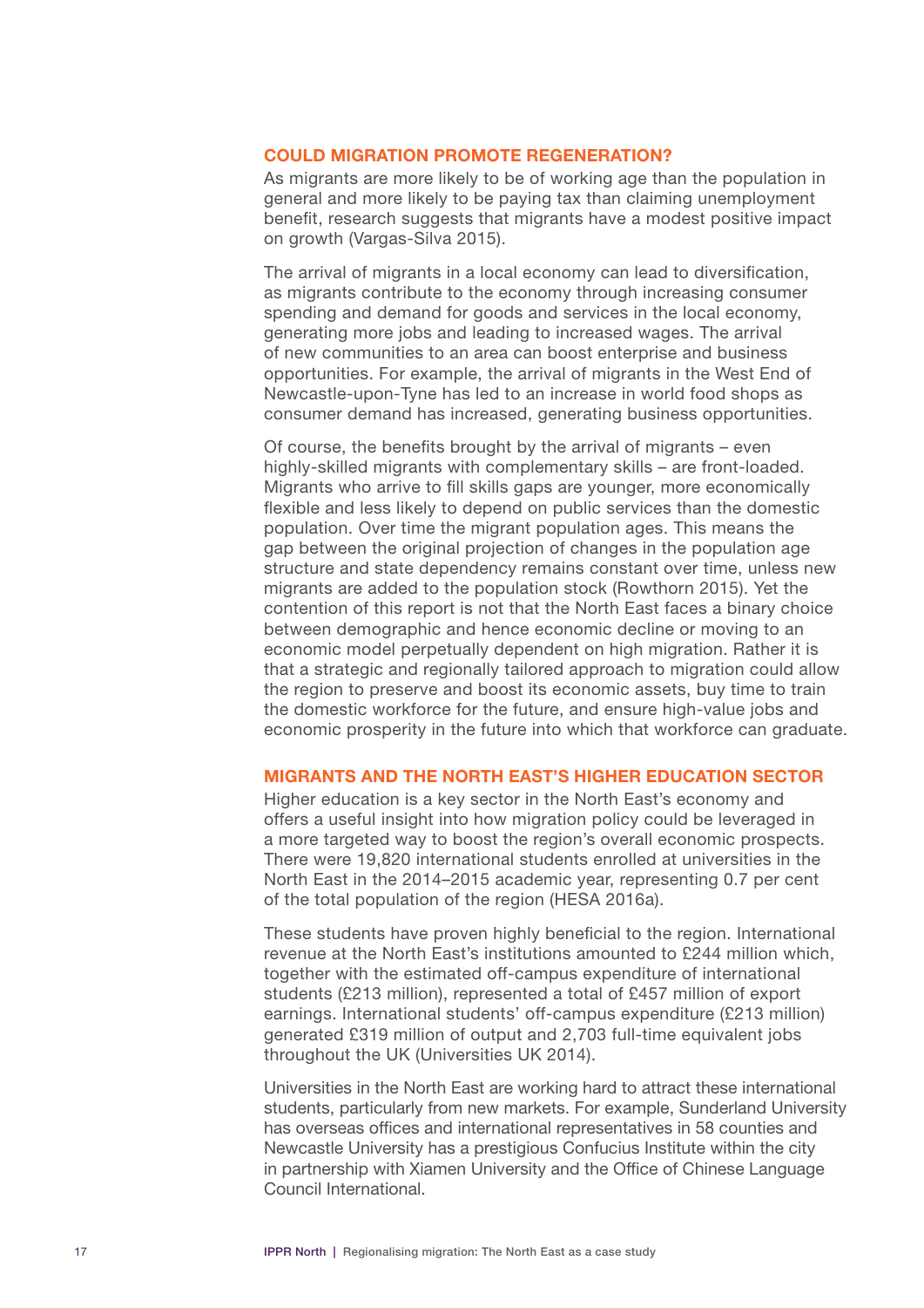### COULD MIGRATION PROMOTE REGENERATION?

As migrants are more likely to be of working age than the population in general and more likely to be paying tax than claiming unemployment benefit, research suggests that migrants have a modest positive impact on growth (Vargas-Silva 2015).

The arrival of migrants in a local economy can lead to diversification, as migrants contribute to the economy through increasing consumer spending and demand for goods and services in the local economy, generating more jobs and leading to increased wages. The arrival of new communities to an area can boost enterprise and business opportunities. For example, the arrival of migrants in the West End of Newcastle-upon-Tyne has led to an increase in world food shops as consumer demand has increased, generating business opportunities.

Of course, the benefits brought by the arrival of migrants – even highly-skilled migrants with complementary skills – are front-loaded. Migrants who arrive to fill skills gaps are younger, more economically flexible and less likely to depend on public services than the domestic population. Over time the migrant population ages. This means the gap between the original projection of changes in the population age structure and state dependency remains constant over time, unless new migrants are added to the population stock (Rowthorn 2015). Yet the contention of this report is not that the North East faces a binary choice between demographic and hence economic decline or moving to an economic model perpetually dependent on high migration. Rather it is that a strategic and regionally tailored approach to migration could allow the region to preserve and boost its economic assets, buy time to train the domestic workforce for the future, and ensure high-value jobs and economic prosperity in the future into which that workforce can graduate.

### MIGRANTS AND THE NORTH EAST'S HIGHER EDUCATION SECTOR

Higher education is a key sector in the North East's economy and offers a useful insight into how migration policy could be leveraged in a more targeted way to boost the region's overall economic prospects. There were 19,820 international students enrolled at universities in the North East in the 2014–2015 academic year, representing 0.7 per cent of the total population of the region (HESA 2016a).

These students have proven highly beneficial to the region. International revenue at the North East's institutions amounted to £244 million which, together with the estimated off-campus expenditure of international students (£213 million), represented a total of £457 million of export earnings. International students' off-campus expenditure (£213 million) generated £319 million of output and 2,703 full-time equivalent jobs throughout the UK (Universities UK 2014).

Universities in the North East are working hard to attract these international students, particularly from new markets. For example, Sunderland University has overseas offices and international representatives in 58 counties and Newcastle University has a prestigious Confucius Institute within the city in partnership with Xiamen University and the Office of Chinese Language Council International.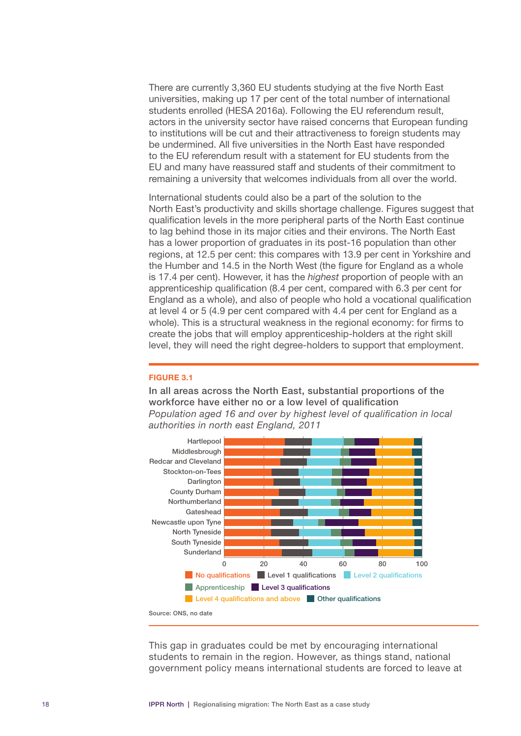There are currently 3,360 EU students studying at the five North East universities, making up 17 per cent of the total number of international students enrolled (HESA 2016a). Following the EU referendum result, actors in the university sector have raised concerns that European funding to institutions will be cut and their attractiveness to foreign students may be undermined. All five universities in the North East have responded to the EU referendum result with a statement for EU students from the EU and many have reassured staff and students of their commitment to remaining a university that welcomes individuals from all over the world.

International students could also be a part of the solution to the North East's productivity and skills shortage challenge. Figures suggest that qualification levels in the more peripheral parts of the North East continue to lag behind those in its major cities and their environs. The North East has a lower proportion of graduates in its post-16 population than other regions, at 12.5 per cent: this compares with 13.9 per cent in Yorkshire and the Humber and 14.5 in the North West (the figure for England as a whole is 17.4 per cent). However, it has the *highest* proportion of people with an apprenticeship qualification (8.4 per cent, compared with 6.3 per cent for England as a whole), and also of people who hold a vocational qualification at level 4 or 5 (4.9 per cent compared with 4.4 per cent for England as a whole). This is a structural weakness in the regional economy: for firms to create the jobs that will employ apprenticeship-holders at the right skill level, they will need the right degree-holders to support that employment.

**FIGURE 3.1**

In all areas across the North East, substantial proportions of the workforce have either no or a low level of qualification

*Population aged 16 and over by highest level of qualification in local authorities in north east England, 2011*

Hartlepool, Middlesbrough, Redcar and Cleveland, Stockton-on-Tees, Darlington, County Durham, Northumberland, Gateshead, Newcastle upon Tyne, North Tyneside, South Tyneside, Sunderland

0 20 40 60 80 100

No qualifications | Level 1 qualifications | Level 2 qualifications | Apprenticeship | Level 3 qualifications | Level 4 qualifications and above | Other qualifications

Source: ONS, no date

This gap in graduates could be met by encouraging international students to remain in the region. However, as things stand, national government policy means international students are forced to leave at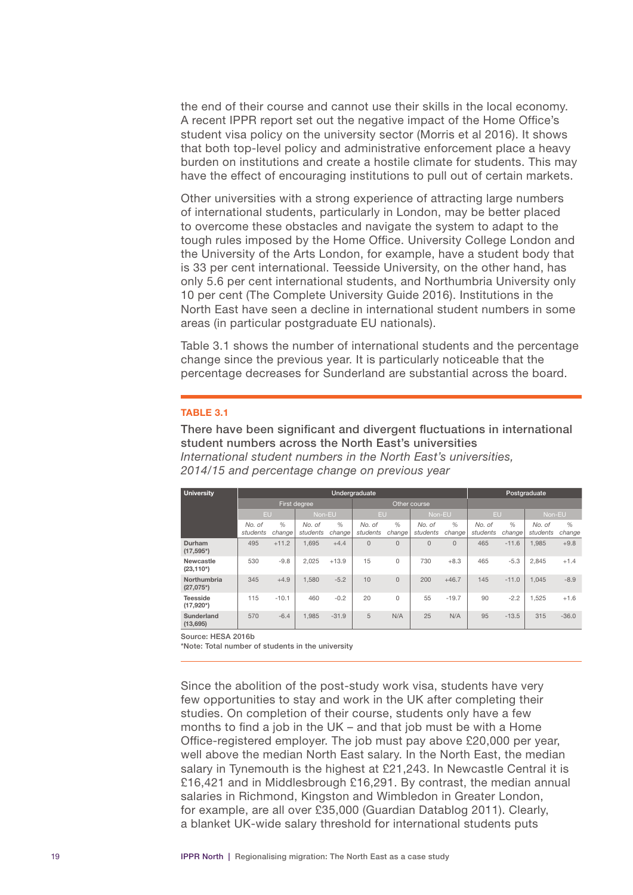the end of their course and cannot use their skills in the local economy. A recent IPPR report set out the negative impact of the Home Office's student visa policy on the university sector (Morris et al 2016). It shows that both top-level policy and administrative enforcement place a heavy burden on institutions and create a hostile climate for students. This may have the effect of encouraging institutions to pull out of certain markets.

Other universities with a strong experience of attracting large numbers of international students, particularly in London, may be better placed to overcome these obstacles and navigate the system to adapt to the tough rules imposed by the Home Office. University College London and the University of the Arts London, for example, have a student body that is 33 per cent international. Teesside University, on the other hand, has only 5.6 per cent international students, and Northumbria University only 10 per cent (The Complete University Guide 2016). Institutions in the North East have seen a decline in international student numbers in some areas (in particular postgraduate EU nationals).

Table 3.1 shows the number of international students and the percentage change since the previous year. It is particularly noticeable that the percentage decreases for Sunderland are substantial across the board.

**TABLE 3.1**

**There have been significant and divergent fluctuations in international student numbers across the North East's universities**
*International student numbers in the North East's universities, 2014/15 and percentage change on previous year*

| University | Undergraduate | | | | | | | | Postgraduate | | | |
|---|---|---|---|---|---|---|---|---|---|---|---|---|
| | First degree | | | | Other course | | | | | | | |
| | EU | | Non-EU | | EU | | Non-EU | | EU | | Non-EU | |
| | *No. of students* | *% change* | *No. of students* | *% change* | *No. of students* | *% change* | *No. of students* | *% change* | *No. of students* | *% change* | *No. of students* | *% change* |
| **Durham (17,595\*)** | 495 | +11.2 | 1,695 | +4.4 | 0 | 0 | 0 | 0 | 465 | -11.6 | 1,985 | +9.8 |
| **Newcastle (23,110\*)** | 530 | -9.8 | 2,025 | +13.9 | 15 | 0 | 730 | +8.3 | 465 | -5.3 | 2,845 | +1.4 |
| **Northumbria (27,075\*)** | 345 | +4.9 | 1,580 | -5.2 | 10 | 0 | 200 | +46.7 | 145 | -11.0 | 1,045 | -8.9 |
| **Teesside (17,920\*)** | 115 | -10.1 | 460 | -0.2 | 20 | 0 | 55 | -19.7 | 90 | -2.2 | 1,525 | +1.6 |
| **Sunderland (13,695)** | 570 | -6.4 | 1,985 | -31.9 | 5 | N/A | 25 | N/A | 95 | -13.5 | 315 | -36.0 |

Source: HESA 2016b
*Note: Total number of students in the university

Since the abolition of the post-study work visa, students have very few opportunities to stay and work in the UK after completing their studies. On completion of their course, students only have a few months to find a job in the UK – and that job must be with a Home Office-registered employer. The job must pay above £20,000 per year, well above the median North East salary. In the North East, the median salary in Tynemouth is the highest at £21,243. In Newcastle Central it is £16,421 and in Middlesbrough £16,291. By contrast, the median annual salaries in Richmond, Kingston and Wimbledon in Greater London, for example, are all over £35,000 (Guardian Datablog 2011). Clearly, a blanket UK-wide salary threshold for international students puts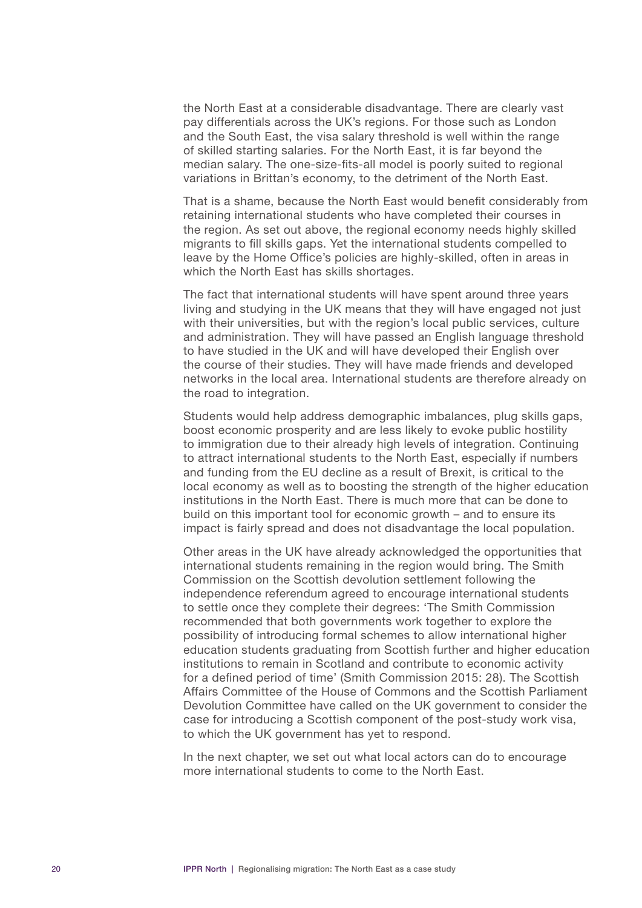the North East at a considerable disadvantage. There are clearly vast pay differentials across the UK's regions. For those such as London and the South East, the visa salary threshold is well within the range of skilled starting salaries. For the North East, it is far beyond the median salary. The one-size-fits-all model is poorly suited to regional variations in Brittan's economy, to the detriment of the North East.

That is a shame, because the North East would benefit considerably from retaining international students who have completed their courses in the region. As set out above, the regional economy needs highly skilled migrants to fill skills gaps. Yet the international students compelled to leave by the Home Office's policies are highly-skilled, often in areas in which the North East has skills shortages.

The fact that international students will have spent around three years living and studying in the UK means that they will have engaged not just with their universities, but with the region's local public services, culture and administration. They will have passed an English language threshold to have studied in the UK and will have developed their English over the course of their studies. They will have made friends and developed networks in the local area. International students are therefore already on the road to integration.

Students would help address demographic imbalances, plug skills gaps, boost economic prosperity and are less likely to evoke public hostility to immigration due to their already high levels of integration. Continuing to attract international students to the North East, especially if numbers and funding from the EU decline as a result of Brexit, is critical to the local economy as well as to boosting the strength of the higher education institutions in the North East. There is much more that can be done to build on this important tool for economic growth – and to ensure its impact is fairly spread and does not disadvantage the local population.

Other areas in the UK have already acknowledged the opportunities that international students remaining in the region would bring. The Smith Commission on the Scottish devolution settlement following the independence referendum agreed to encourage international students to settle once they complete their degrees: 'The Smith Commission recommended that both governments work together to explore the possibility of introducing formal schemes to allow international higher education students graduating from Scottish further and higher education institutions to remain in Scotland and contribute to economic activity for a defined period of time' (Smith Commission 2015: 28). The Scottish Affairs Committee of the House of Commons and the Scottish Parliament Devolution Committee have called on the UK government to consider the case for introducing a Scottish component of the post-study work visa, to which the UK government has yet to respond.

In the next chapter, we set out what local actors can do to encourage more international students to come to the North East.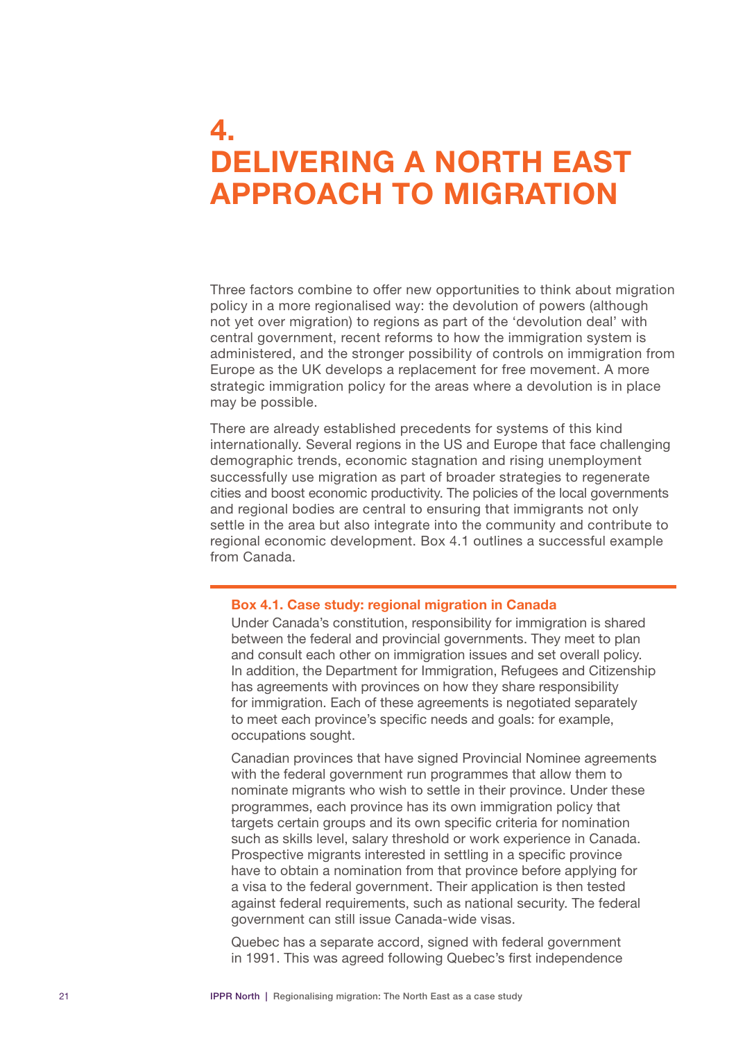# 4. DELIVERING A NORTH EAST APPROACH TO MIGRATION

Three factors combine to offer new opportunities to think about migration policy in a more regionalised way: the devolution of powers (although not yet over migration) to regions as part of the 'devolution deal' with central government, recent reforms to how the immigration system is administered, and the stronger possibility of controls on immigration from Europe as the UK develops a replacement for free movement. A more strategic immigration policy for the areas where a devolution is in place may be possible.

There are already established precedents for systems of this kind internationally. Several regions in the US and Europe that face challenging demographic trends, economic stagnation and rising unemployment successfully use migration as part of broader strategies to regenerate cities and boost economic productivity. The policies of the local governments and regional bodies are central to ensuring that immigrants not only settle in the area but also integrate into the community and contribute to regional economic development. Box 4.1 outlines a successful example from Canada.

**Box 4.1. Case study: regional migration in Canada**

Under Canada's constitution, responsibility for immigration is shared between the federal and provincial governments. They meet to plan and consult each other on immigration issues and set overall policy. In addition, the Department for Immigration, Refugees and Citizenship has agreements with provinces on how they share responsibility for immigration. Each of these agreements is negotiated separately to meet each province's specific needs and goals: for example, occupations sought.

Canadian provinces that have signed Provincial Nominee agreements with the federal government run programmes that allow them to nominate migrants who wish to settle in their province. Under these programmes, each province has its own immigration policy that targets certain groups and its own specific criteria for nomination such as skills level, salary threshold or work experience in Canada. Prospective migrants interested in settling in a specific province have to obtain a nomination from that province before applying for a visa to the federal government. Their application is then tested against federal requirements, such as national security. The federal government can still issue Canada-wide visas.

Quebec has a separate accord, signed with federal government in 1991. This was agreed following Quebec's first independence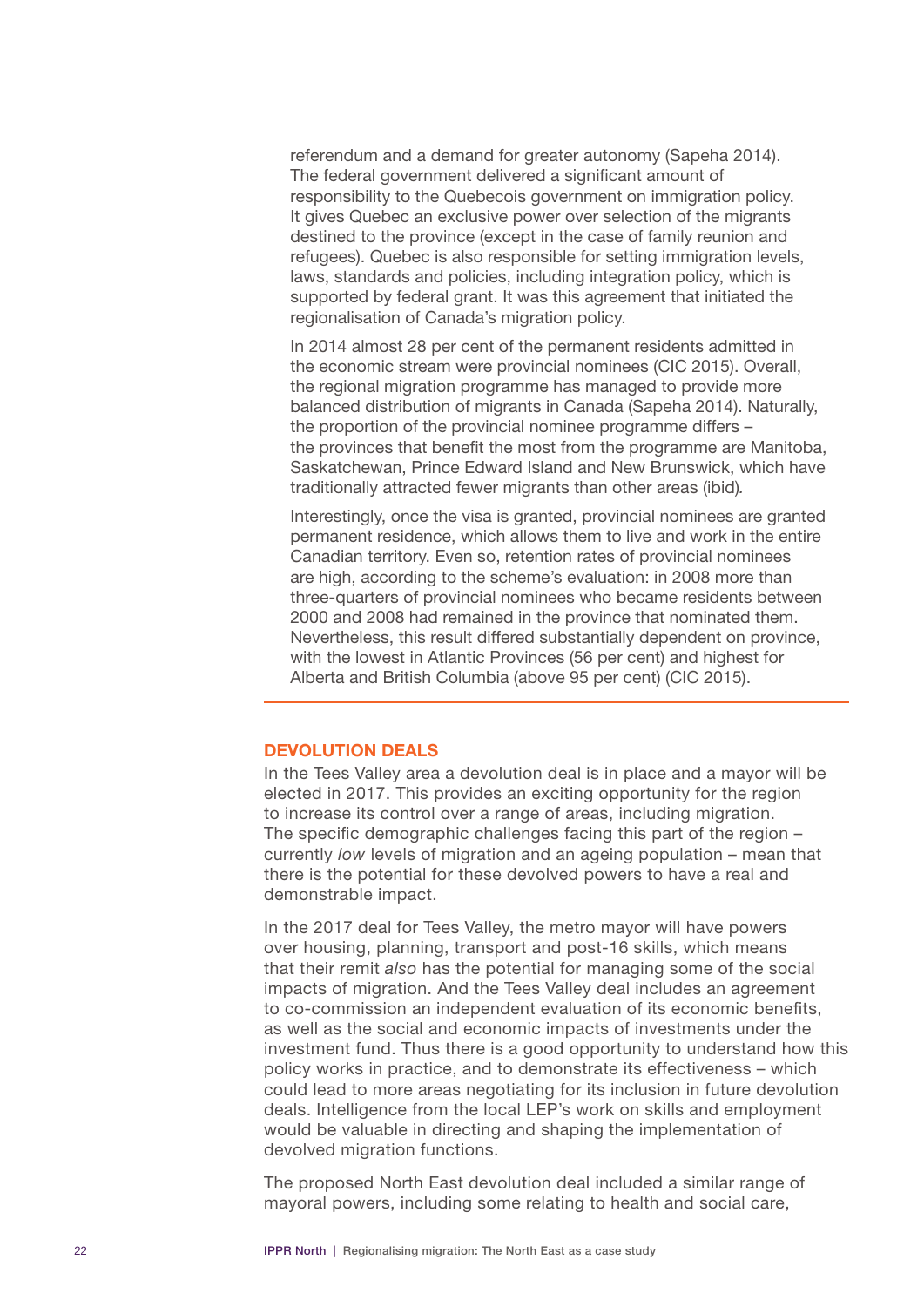referendum and a demand for greater autonomy (Sapeha 2014). The federal government delivered a significant amount of responsibility to the Quebecois government on immigration policy. It gives Quebec an exclusive power over selection of the migrants destined to the province (except in the case of family reunion and refugees). Quebec is also responsible for setting immigration levels, laws, standards and policies, including integration policy, which is supported by federal grant. It was this agreement that initiated the regionalisation of Canada's migration policy.

In 2014 almost 28 per cent of the permanent residents admitted in the economic stream were provincial nominees (CIC 2015). Overall, the regional migration programme has managed to provide more balanced distribution of migrants in Canada (Sapeha 2014). Naturally, the proportion of the provincial nominee programme differs – the provinces that benefit the most from the programme are Manitoba, Saskatchewan, Prince Edward Island and New Brunswick, which have traditionally attracted fewer migrants than other areas (ibid).

Interestingly, once the visa is granted, provincial nominees are granted permanent residence, which allows them to live and work in the entire Canadian territory. Even so, retention rates of provincial nominees are high, according to the scheme's evaluation: in 2008 more than three-quarters of provincial nominees who became residents between 2000 and 2008 had remained in the province that nominated them. Nevertheless, this result differed substantially dependent on province, with the lowest in Atlantic Provinces (56 per cent) and highest for Alberta and British Columbia (above 95 per cent) (CIC 2015).

## DEVOLUTION DEALS

In the Tees Valley area a devolution deal is in place and a mayor will be elected in 2017. This provides an exciting opportunity for the region to increase its control over a range of areas, including migration. The specific demographic challenges facing this part of the region – currently *low* levels of migration and an ageing population – mean that there is the potential for these devolved powers to have a real and demonstrable impact.

In the 2017 deal for Tees Valley, the metro mayor will have powers over housing, planning, transport and post-16 skills, which means that their remit *also* has the potential for managing some of the social impacts of migration. And the Tees Valley deal includes an agreement to co-commission an independent evaluation of its economic benefits, as well as the social and economic impacts of investments under the investment fund. Thus there is a good opportunity to understand how this policy works in practice, and to demonstrate its effectiveness – which could lead to more areas negotiating for its inclusion in future devolution deals. Intelligence from the local LEP's work on skills and employment would be valuable in directing and shaping the implementation of devolved migration functions.

The proposed North East devolution deal included a similar range of mayoral powers, including some relating to health and social care,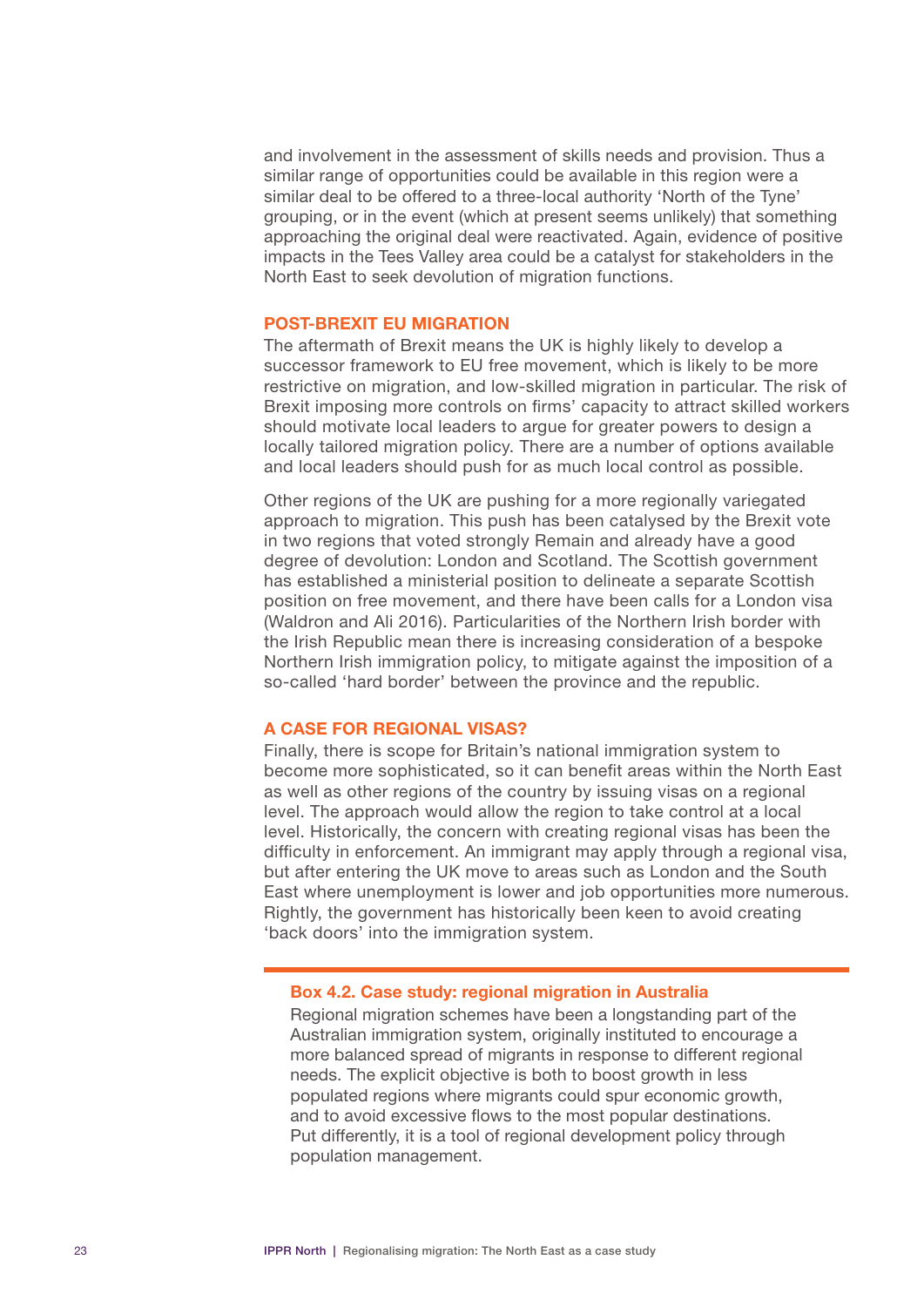and involvement in the assessment of skills needs and provision. Thus a similar range of opportunities could be available in this region were a similar deal to be offered to a three-local authority 'North of the Tyne' grouping, or in the event (which at present seems unlikely) that something approaching the original deal were reactivated. Again, evidence of positive impacts in the Tees Valley area could be a catalyst for stakeholders in the North East to seek devolution of migration functions.

### POST-BREXIT EU MIGRATION

The aftermath of Brexit means the UK is highly likely to develop a successor framework to EU free movement, which is likely to be more restrictive on migration, and low-skilled migration in particular. The risk of Brexit imposing more controls on firms' capacity to attract skilled workers should motivate local leaders to argue for greater powers to design a locally tailored migration policy. There are a number of options available and local leaders should push for as much local control as possible.

Other regions of the UK are pushing for a more regionally variegated approach to migration. This push has been catalysed by the Brexit vote in two regions that voted strongly Remain and already have a good degree of devolution: London and Scotland. The Scottish government has established a ministerial position to delineate a separate Scottish position on free movement, and there have been calls for a London visa (Waldron and Ali 2016). Particularities of the Northern Irish border with the Irish Republic mean there is increasing consideration of a bespoke Northern Irish immigration policy, to mitigate against the imposition of a so-called 'hard border' between the province and the republic.

### A CASE FOR REGIONAL VISAS?

Finally, there is scope for Britain's national immigration system to become more sophisticated, so it can benefit areas within the North East as well as other regions of the country by issuing visas on a regional level. The approach would allow the region to take control at a local level. Historically, the concern with creating regional visas has been the difficulty in enforcement. An immigrant may apply through a regional visa, but after entering the UK move to areas such as London and the South East where unemployment is lower and job opportunities more numerous. Rightly, the government has historically been keen to avoid creating 'back doors' into the immigration system.

---

#### Box 4.2. Case study: regional migration in Australia

Regional migration schemes have been a longstanding part of the Australian immigration system, originally instituted to encourage a more balanced spread of migrants in response to different regional needs. The explicit objective is both to boost growth in less populated regions where migrants could spur economic growth, and to avoid excessive flows to the most popular destinations. Put differently, it is a tool of regional development policy through population management.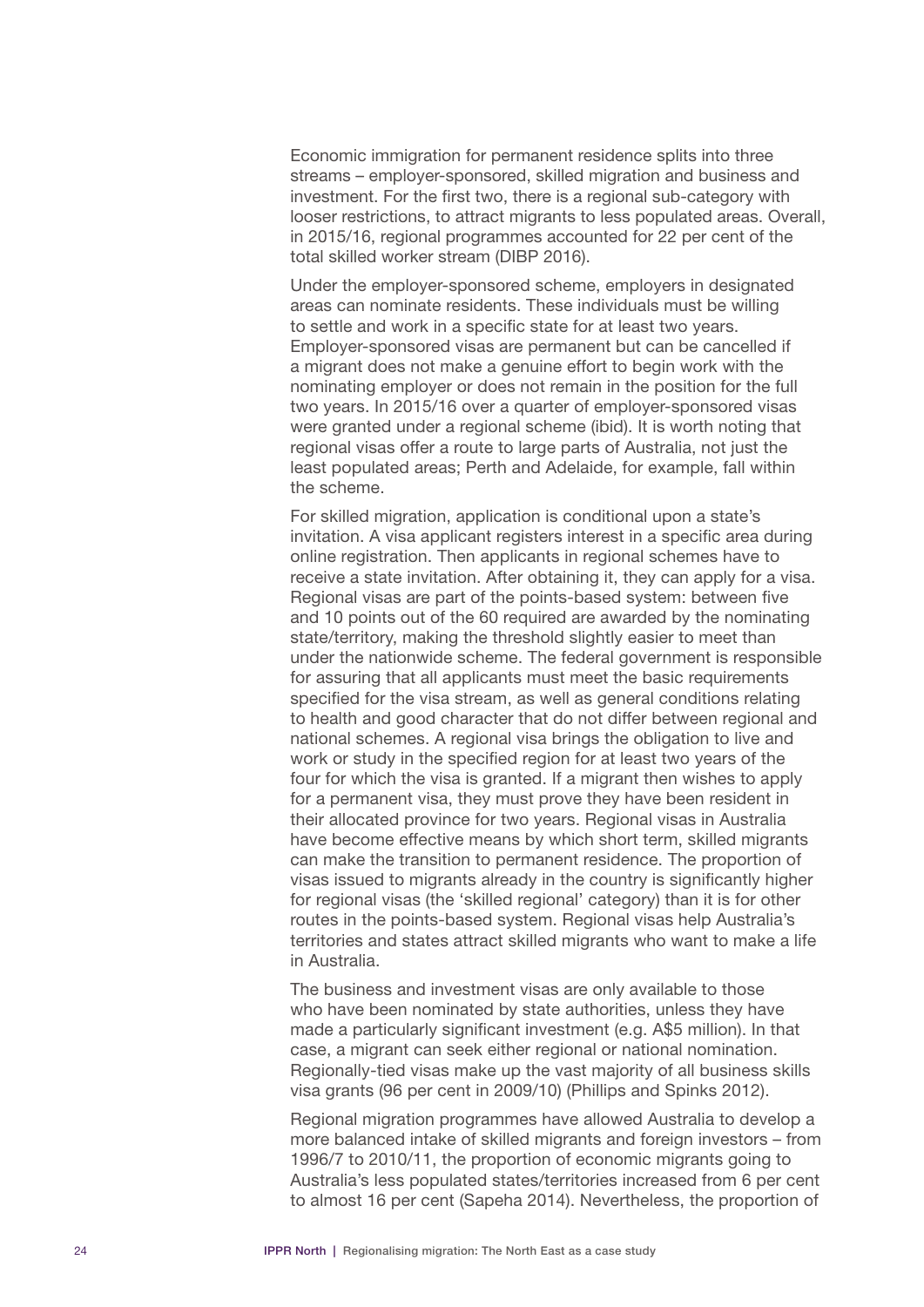Economic immigration for permanent residence splits into three streams – employer-sponsored, skilled migration and business and investment. For the first two, there is a regional sub-category with looser restrictions, to attract migrants to less populated areas. Overall, in 2015/16, regional programmes accounted for 22 per cent of the total skilled worker stream (DIBP 2016).

Under the employer-sponsored scheme, employers in designated areas can nominate residents. These individuals must be willing to settle and work in a specific state for at least two years. Employer-sponsored visas are permanent but can be cancelled if a migrant does not make a genuine effort to begin work with the nominating employer or does not remain in the position for the full two years. In 2015/16 over a quarter of employer-sponsored visas were granted under a regional scheme (ibid). It is worth noting that regional visas offer a route to large parts of Australia, not just the least populated areas; Perth and Adelaide, for example, fall within the scheme.

For skilled migration, application is conditional upon a state's invitation. A visa applicant registers interest in a specific area during online registration. Then applicants in regional schemes have to receive a state invitation. After obtaining it, they can apply for a visa. Regional visas are part of the points-based system: between five and 10 points out of the 60 required are awarded by the nominating state/territory, making the threshold slightly easier to meet than under the nationwide scheme. The federal government is responsible for assuring that all applicants must meet the basic requirements specified for the visa stream, as well as general conditions relating to health and good character that do not differ between regional and national schemes. A regional visa brings the obligation to live and work or study in the specified region for at least two years of the four for which the visa is granted. If a migrant then wishes to apply for a permanent visa, they must prove they have been resident in their allocated province for two years. Regional visas in Australia have become effective means by which short term, skilled migrants can make the transition to permanent residence. The proportion of visas issued to migrants already in the country is significantly higher for regional visas (the 'skilled regional' category) than it is for other routes in the points-based system. Regional visas help Australia's territories and states attract skilled migrants who want to make a life in Australia.

The business and investment visas are only available to those who have been nominated by state authorities, unless they have made a particularly significant investment (e.g. A$5 million). In that case, a migrant can seek either regional or national nomination. Regionally-tied visas make up the vast majority of all business skills visa grants (96 per cent in 2009/10) (Phillips and Spinks 2012).

Regional migration programmes have allowed Australia to develop a more balanced intake of skilled migrants and foreign investors – from 1996/7 to 2010/11, the proportion of economic migrants going to Australia's less populated states/territories increased from 6 per cent to almost 16 per cent (Sapeha 2014). Nevertheless, the proportion of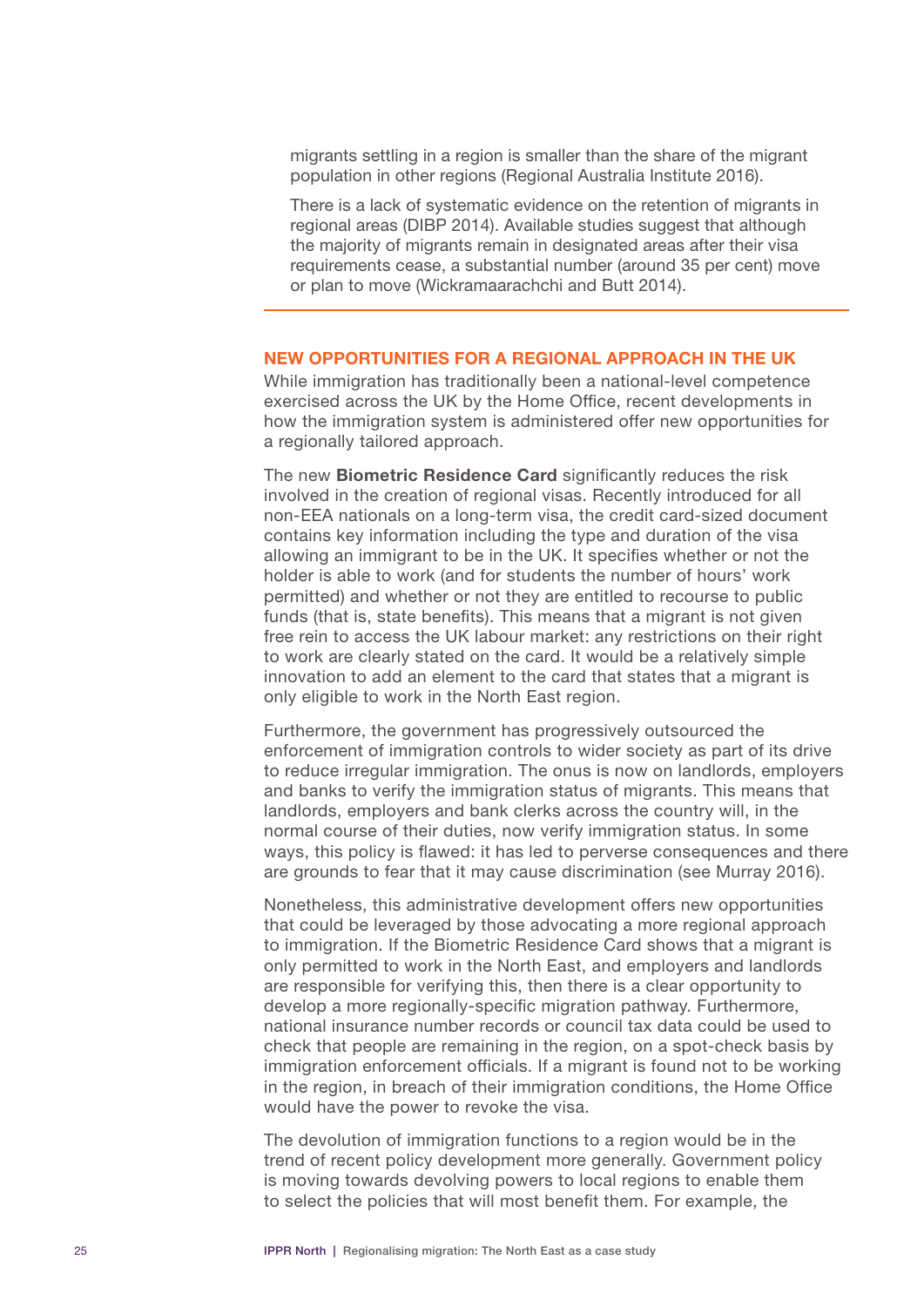migrants settling in a region is smaller than the share of the migrant population in other regions (Regional Australia Institute 2016).

There is a lack of systematic evidence on the retention of migrants in regional areas (DIBP 2014). Available studies suggest that although the majority of migrants remain in designated areas after their visa requirements cease, a substantial number (around 35 per cent) move or plan to move (Wickramaarachchi and Butt 2014).

## NEW OPPORTUNITIES FOR A REGIONAL APPROACH IN THE UK

While immigration has traditionally been a national-level competence exercised across the UK by the Home Office, recent developments in how the immigration system is administered offer new opportunities for a regionally tailored approach.

The new **Biometric Residence Card** significantly reduces the risk involved in the creation of regional visas. Recently introduced for all non-EEA nationals on a long-term visa, the credit card-sized document contains key information including the type and duration of the visa allowing an immigrant to be in the UK. It specifies whether or not the holder is able to work (and for students the number of hours' work permitted) and whether or not they are entitled to recourse to public funds (that is, state benefits). This means that a migrant is not given free rein to access the UK labour market: any restrictions on their right to work are clearly stated on the card. It would be a relatively simple innovation to add an element to the card that states that a migrant is only eligible to work in the North East region.

Furthermore, the government has progressively outsourced the enforcement of immigration controls to wider society as part of its drive to reduce irregular immigration. The onus is now on landlords, employers and banks to verify the immigration status of migrants. This means that landlords, employers and bank clerks across the country will, in the normal course of their duties, now verify immigration status. In some ways, this policy is flawed: it has led to perverse consequences and there are grounds to fear that it may cause discrimination (see Murray 2016).

Nonetheless, this administrative development offers new opportunities that could be leveraged by those advocating a more regional approach to immigration. If the Biometric Residence Card shows that a migrant is only permitted to work in the North East, and employers and landlords are responsible for verifying this, then there is a clear opportunity to develop a more regionally-specific migration pathway. Furthermore, national insurance number records or council tax data could be used to check that people are remaining in the region, on a spot-check basis by immigration enforcement officials. If a migrant is found not to be working in the region, in breach of their immigration conditions, the Home Office would have the power to revoke the visa.

The devolution of immigration functions to a region would be in the trend of recent policy development more generally. Government policy is moving towards devolving powers to local regions to enable them to select the policies that will most benefit them. For example, the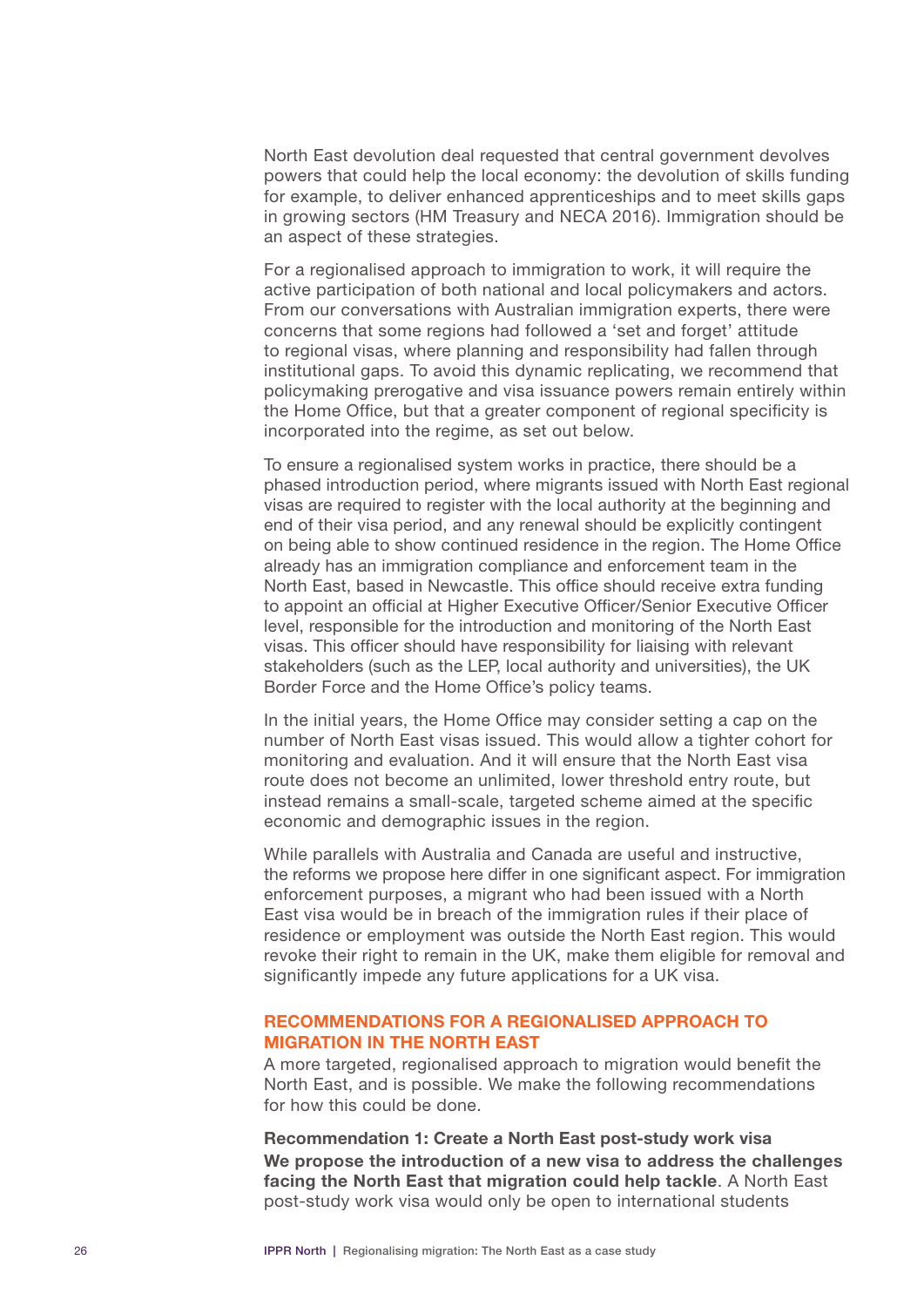North East devolution deal requested that central government devolves powers that could help the local economy: the devolution of skills funding for example, to deliver enhanced apprenticeships and to meet skills gaps in growing sectors (HM Treasury and NECA 2016). Immigration should be an aspect of these strategies.

For a regionalised approach to immigration to work, it will require the active participation of both national and local policymakers and actors. From our conversations with Australian immigration experts, there were concerns that some regions had followed a 'set and forget' attitude to regional visas, where planning and responsibility had fallen through institutional gaps. To avoid this dynamic replicating, we recommend that policymaking prerogative and visa issuance powers remain entirely within the Home Office, but that a greater component of regional specificity is incorporated into the regime, as set out below.

To ensure a regionalised system works in practice, there should be a phased introduction period, where migrants issued with North East regional visas are required to register with the local authority at the beginning and end of their visa period, and any renewal should be explicitly contingent on being able to show continued residence in the region. The Home Office already has an immigration compliance and enforcement team in the North East, based in Newcastle. This office should receive extra funding to appoint an official at Higher Executive Officer/Senior Executive Officer level, responsible for the introduction and monitoring of the North East visas. This officer should have responsibility for liaising with relevant stakeholders (such as the LEP, local authority and universities), the UK Border Force and the Home Office's policy teams.

In the initial years, the Home Office may consider setting a cap on the number of North East visas issued. This would allow a tighter cohort for monitoring and evaluation. And it will ensure that the North East visa route does not become an unlimited, lower threshold entry route, but instead remains a small-scale, targeted scheme aimed at the specific economic and demographic issues in the region.

While parallels with Australia and Canada are useful and instructive, the reforms we propose here differ in one significant aspect. For immigration enforcement purposes, a migrant who had been issued with a North East visa would be in breach of the immigration rules if their place of residence or employment was outside the North East region. This would revoke their right to remain in the UK, make them eligible for removal and significantly impede any future applications for a UK visa.

## RECOMMENDATIONS FOR A REGIONALISED APPROACH TO MIGRATION IN THE NORTH EAST

A more targeted, regionalised approach to migration would benefit the North East, and is possible. We make the following recommendations for how this could be done.

**Recommendation 1: Create a North East post-study work visa**

**We propose the introduction of a new visa to address the challenges facing the North East that migration could help tackle**. A North East post-study work visa would only be open to international students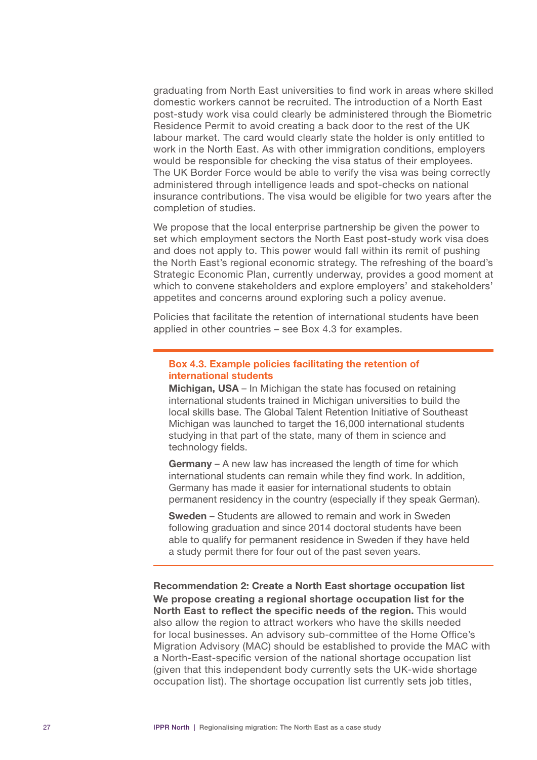graduating from North East universities to find work in areas where skilled domestic workers cannot be recruited. The introduction of a North East post-study work visa could clearly be administered through the Biometric Residence Permit to avoid creating a back door to the rest of the UK labour market. The card would clearly state the holder is only entitled to work in the North East. As with other immigration conditions, employers would be responsible for checking the visa status of their employees. The UK Border Force would be able to verify the visa was being correctly administered through intelligence leads and spot-checks on national insurance contributions. The visa would be eligible for two years after the completion of studies.

We propose that the local enterprise partnership be given the power to set which employment sectors the North East post-study work visa does and does not apply to. This power would fall within its remit of pushing the North East's regional economic strategy. The refreshing of the board's Strategic Economic Plan, currently underway, provides a good moment at which to convene stakeholders and explore employers' and stakeholders' appetites and concerns around exploring such a policy avenue.

Policies that facilitate the retention of international students have been applied in other countries – see Box 4.3 for examples.

### Box 4.3. Example policies facilitating the retention of international students

**Michigan, USA** – In Michigan the state has focused on retaining international students trained in Michigan universities to build the local skills base. The Global Talent Retention Initiative of Southeast Michigan was launched to target the 16,000 international students studying in that part of the state, many of them in science and technology fields.

**Germany** – A new law has increased the length of time for which international students can remain while they find work. In addition, Germany has made it easier for international students to obtain permanent residency in the country (especially if they speak German).

**Sweden** – Students are allowed to remain and work in Sweden following graduation and since 2014 doctoral students have been able to qualify for permanent residence in Sweden if they have held a study permit there for four out of the past seven years.

**Recommendation 2: Create a North East shortage occupation list**

**We propose creating a regional shortage occupation list for the North East to reflect the specific needs of the region.** This would also allow the region to attract workers who have the skills needed for local businesses. An advisory sub-committee of the Home Office's Migration Advisory (MAC) should be established to provide the MAC with a North-East-specific version of the national shortage occupation list (given that this independent body currently sets the UK-wide shortage occupation list). The shortage occupation list currently sets job titles,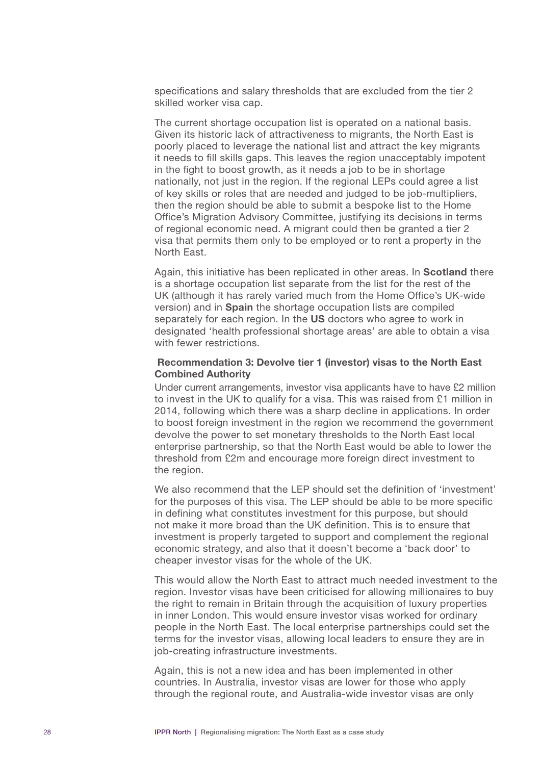specifications and salary thresholds that are excluded from the tier 2 skilled worker visa cap.

The current shortage occupation list is operated on a national basis. Given its historic lack of attractiveness to migrants, the North East is poorly placed to leverage the national list and attract the key migrants it needs to fill skills gaps. This leaves the region unacceptably impotent in the fight to boost growth, as it needs a job to be in shortage nationally, not just in the region. If the regional LEPs could agree a list of key skills or roles that are needed and judged to be job-multipliers, then the region should be able to submit a bespoke list to the Home Office's Migration Advisory Committee, justifying its decisions in terms of regional economic need. A migrant could then be granted a tier 2 visa that permits them only to be employed or to rent a property in the North East.

Again, this initiative has been replicated in other areas. In **Scotland** there is a shortage occupation list separate from the list for the rest of the UK (although it has rarely varied much from the Home Office's UK-wide version) and in **Spain** the shortage occupation lists are compiled separately for each region. In the **US** doctors who agree to work in designated 'health professional shortage areas' are able to obtain a visa with fewer restrictions.

**Recommendation 3: Devolve tier 1 (investor) visas to the North East Combined Authority**

Under current arrangements, investor visa applicants have to have £2 million to invest in the UK to qualify for a visa. This was raised from £1 million in 2014, following which there was a sharp decline in applications. In order to boost foreign investment in the region we recommend the government devolve the power to set monetary thresholds to the North East local enterprise partnership, so that the North East would be able to lower the threshold from £2m and encourage more foreign direct investment to the region.

We also recommend that the LEP should set the definition of 'investment' for the purposes of this visa. The LEP should be able to be more specific in defining what constitutes investment for this purpose, but should not make it more broad than the UK definition. This is to ensure that investment is properly targeted to support and complement the regional economic strategy, and also that it doesn't become a 'back door' to cheaper investor visas for the whole of the UK.

This would allow the North East to attract much needed investment to the region. Investor visas have been criticised for allowing millionaires to buy the right to remain in Britain through the acquisition of luxury properties in inner London. This would ensure investor visas worked for ordinary people in the North East. The local enterprise partnerships could set the terms for the investor visas, allowing local leaders to ensure they are in job-creating infrastructure investments.

Again, this is not a new idea and has been implemented in other countries. In Australia, investor visas are lower for those who apply through the regional route, and Australia-wide investor visas are only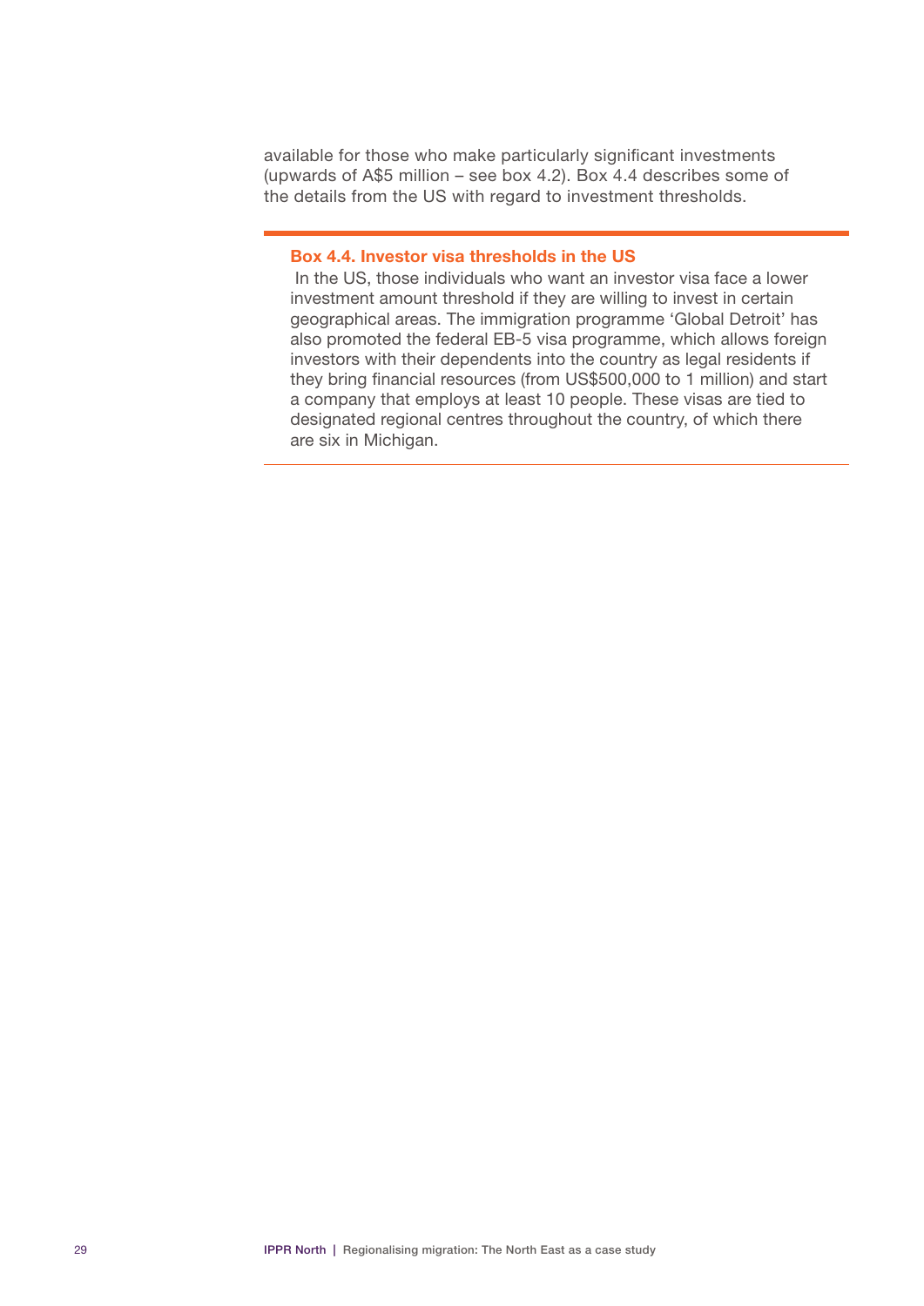available for those who make particularly significant investments (upwards of A$5 million – see box 4.2). Box 4.4 describes some of the details from the US with regard to investment thresholds.

---

### Box 4.4. Investor visa thresholds in the US

In the US, those individuals who want an investor visa face a lower investment amount threshold if they are willing to invest in certain geographical areas. The immigration programme 'Global Detroit' has also promoted the federal EB-5 visa programme, which allows foreign investors with their dependents into the country as legal residents if they bring financial resources (from US$500,000 to 1 million) and start a company that employs at least 10 people. These visas are tied to designated regional centres throughout the country, of which there are six in Michigan.

---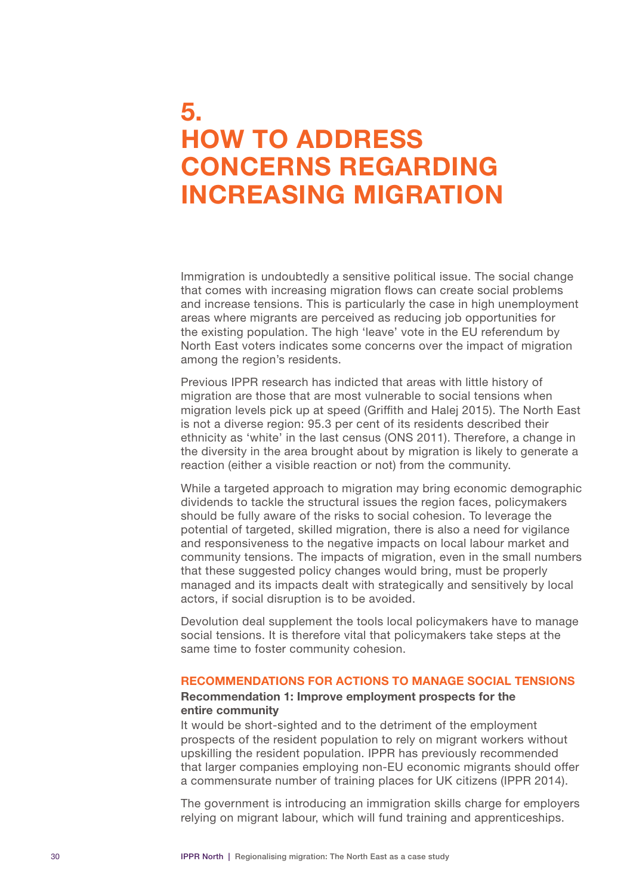# 5. HOW TO ADDRESS CONCERNS REGARDING INCREASING MIGRATION

Immigration is undoubtedly a sensitive political issue. The social change that comes with increasing migration flows can create social problems and increase tensions. This is particularly the case in high unemployment areas where migrants are perceived as reducing job opportunities for the existing population. The high 'leave' vote in the EU referendum by North East voters indicates some concerns over the impact of migration among the region's residents.

Previous IPPR research has indicted that areas with little history of migration are those that are most vulnerable to social tensions when migration levels pick up at speed (Griffith and Halej 2015). The North East is not a diverse region: 95.3 per cent of its residents described their ethnicity as 'white' in the last census (ONS 2011). Therefore, a change in the diversity in the area brought about by migration is likely to generate a reaction (either a visible reaction or not) from the community.

While a targeted approach to migration may bring economic demographic dividends to tackle the structural issues the region faces, policymakers should be fully aware of the risks to social cohesion. To leverage the potential of targeted, skilled migration, there is also a need for vigilance and responsiveness to the negative impacts on local labour market and community tensions. The impacts of migration, even in the small numbers that these suggested policy changes would bring, must be properly managed and its impacts dealt with strategically and sensitively by local actors, if social disruption is to be avoided.

Devolution deal supplement the tools local policymakers have to manage social tensions. It is therefore vital that policymakers take steps at the same time to foster community cohesion.

## RECOMMENDATIONS FOR ACTIONS TO MANAGE SOCIAL TENSIONS

### Recommendation 1: Improve employment prospects for the entire community

It would be short-sighted and to the detriment of the employment prospects of the resident population to rely on migrant workers without upskilling the resident population. IPPR has previously recommended that larger companies employing non-EU economic migrants should offer a commensurate number of training places for UK citizens (IPPR 2014).

The government is introducing an immigration skills charge for employers relying on migrant labour, which will fund training and apprenticeships.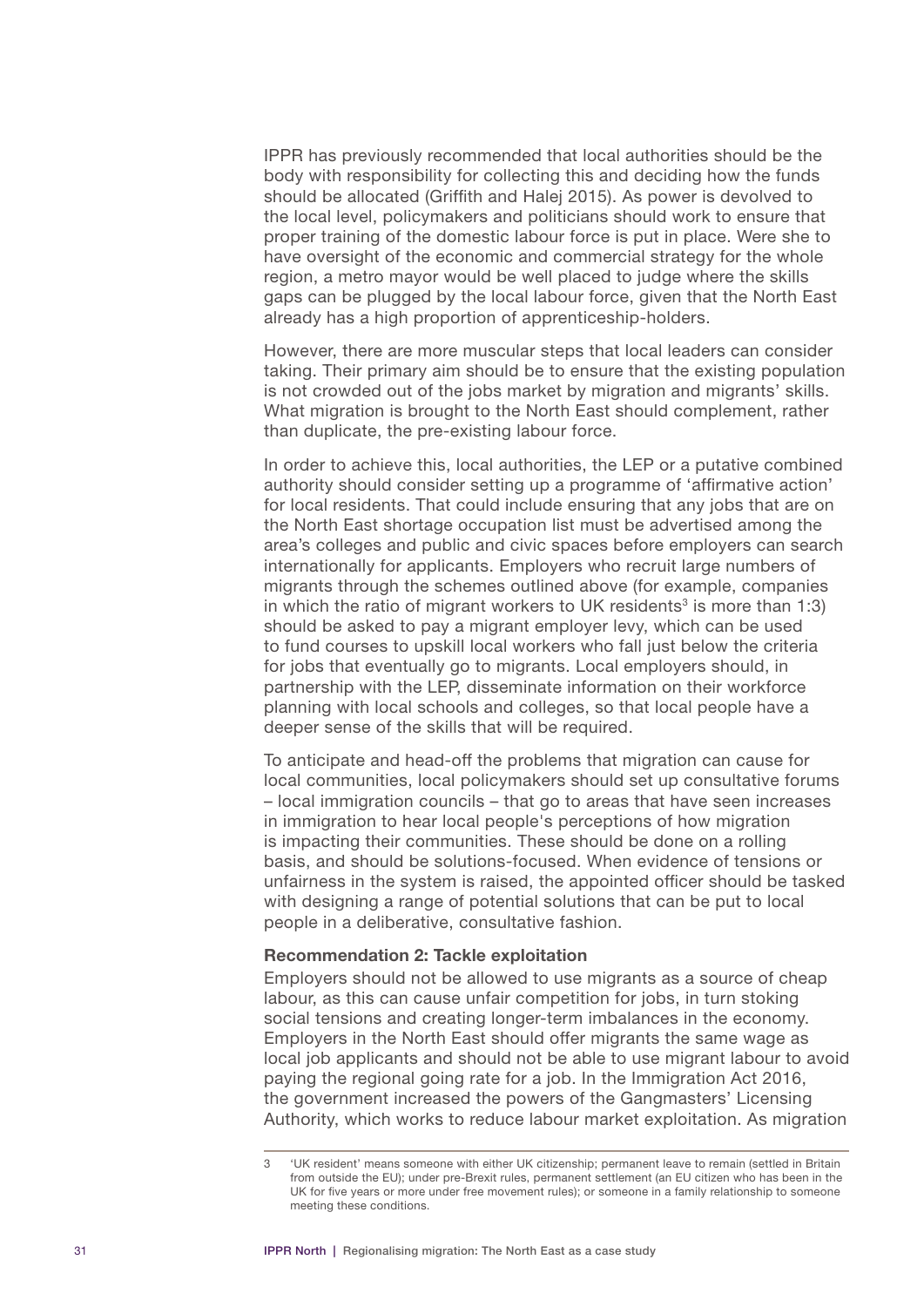IPPR has previously recommended that local authorities should be the body with responsibility for collecting this and deciding how the funds should be allocated (Griffith and Halej 2015). As power is devolved to the local level, policymakers and politicians should work to ensure that proper training of the domestic labour force is put in place. Were she to have oversight of the economic and commercial strategy for the whole region, a metro mayor would be well placed to judge where the skills gaps can be plugged by the local labour force, given that the North East already has a high proportion of apprenticeship-holders.

However, there are more muscular steps that local leaders can consider taking. Their primary aim should be to ensure that the existing population is not crowded out of the jobs market by migration and migrants' skills. What migration is brought to the North East should complement, rather than duplicate, the pre-existing labour force.

In order to achieve this, local authorities, the LEP or a putative combined authority should consider setting up a programme of 'affirmative action' for local residents. That could include ensuring that any jobs that are on the North East shortage occupation list must be advertised among the area's colleges and public and civic spaces before employers can search internationally for applicants. Employers who recruit large numbers of migrants through the schemes outlined above (for example, companies in which the ratio of migrant workers to UK residents[3] is more than 1:3) should be asked to pay a migrant employer levy, which can be used to fund courses to upskill local workers who fall just below the criteria for jobs that eventually go to migrants. Local employers should, in partnership with the LEP, disseminate information on their workforce planning with local schools and colleges, so that local people have a deeper sense of the skills that will be required.

To anticipate and head-off the problems that migration can cause for local communities, local policymakers should set up consultative forums – local immigration councils – that go to areas that have seen increases in immigration to hear local people's perceptions of how migration is impacting their communities. These should be done on a rolling basis, and should be solutions-focused. When evidence of tensions or unfairness in the system is raised, the appointed officer should be tasked with designing a range of potential solutions that can be put to local people in a deliberative, consultative fashion.

**Recommendation 2: Tackle exploitation**

Employers should not be allowed to use migrants as a source of cheap labour, as this can cause unfair competition for jobs, in turn stoking social tensions and creating longer-term imbalances in the economy. Employers in the North East should offer migrants the same wage as local job applicants and should not be able to use migrant labour to avoid paying the regional going rate for a job. In the Immigration Act 2016, the government increased the powers of the Gangmasters' Licensing Authority, which works to reduce labour market exploitation. As migration

---

3 'UK resident' means someone with either UK citizenship; permanent leave to remain (settled in Britain from outside the EU); under pre-Brexit rules, permanent settlement (an EU citizen who has been in the UK for five years or more under free movement rules); or someone in a family relationship to someone meeting these conditions.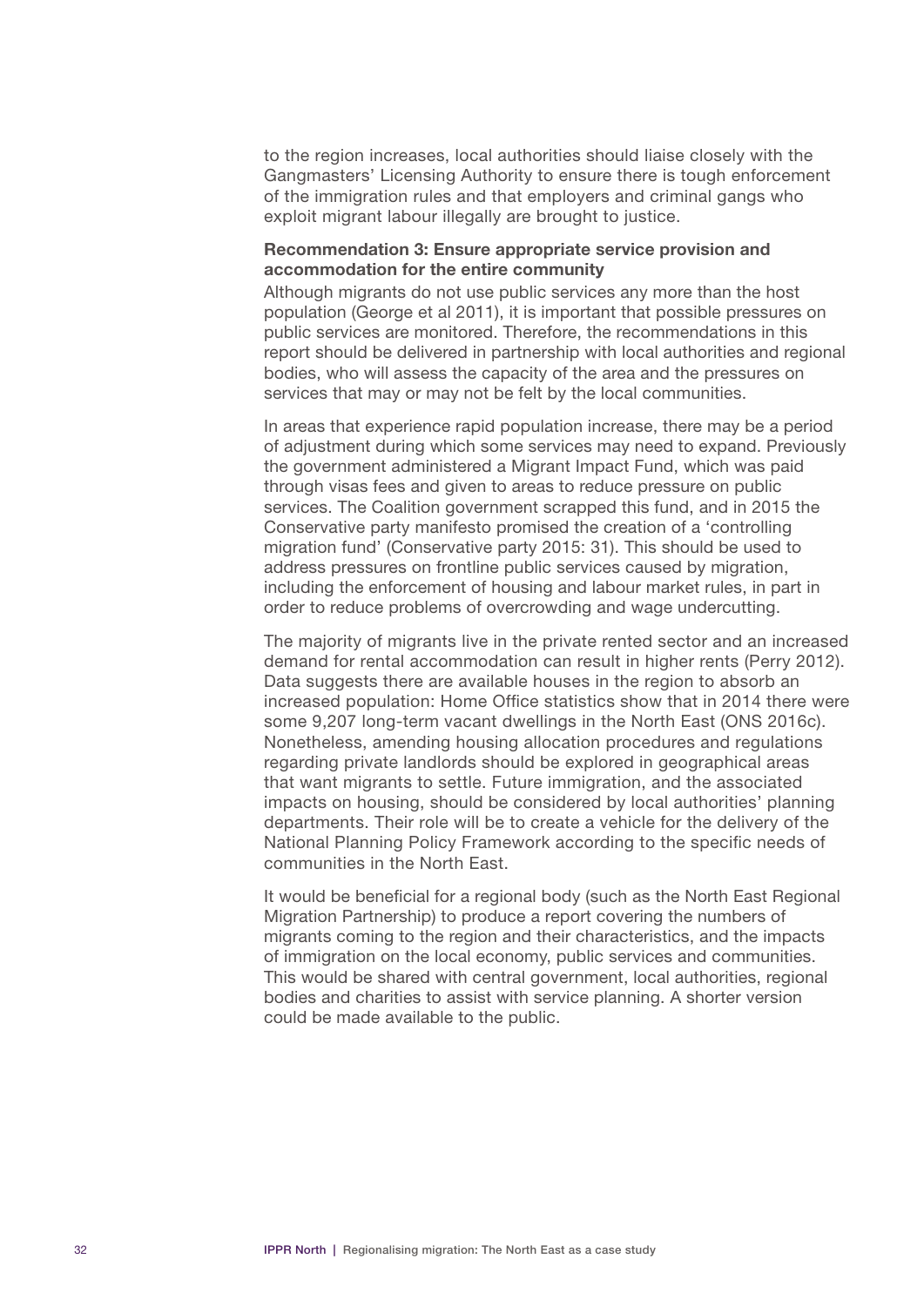to the region increases, local authorities should liaise closely with the Gangmasters' Licensing Authority to ensure there is tough enforcement of the immigration rules and that employers and criminal gangs who exploit migrant labour illegally are brought to justice.

**Recommendation 3: Ensure appropriate service provision and accommodation for the entire community**

Although migrants do not use public services any more than the host population (George et al 2011), it is important that possible pressures on public services are monitored. Therefore, the recommendations in this report should be delivered in partnership with local authorities and regional bodies, who will assess the capacity of the area and the pressures on services that may or may not be felt by the local communities.

In areas that experience rapid population increase, there may be a period of adjustment during which some services may need to expand. Previously the government administered a Migrant Impact Fund, which was paid through visas fees and given to areas to reduce pressure on public services. The Coalition government scrapped this fund, and in 2015 the Conservative party manifesto promised the creation of a 'controlling migration fund' (Conservative party 2015: 31). This should be used to address pressures on frontline public services caused by migration, including the enforcement of housing and labour market rules, in part in order to reduce problems of overcrowding and wage undercutting.

The majority of migrants live in the private rented sector and an increased demand for rental accommodation can result in higher rents (Perry 2012). Data suggests there are available houses in the region to absorb an increased population: Home Office statistics show that in 2014 there were some 9,207 long-term vacant dwellings in the North East (ONS 2016c). Nonetheless, amending housing allocation procedures and regulations regarding private landlords should be explored in geographical areas that want migrants to settle. Future immigration, and the associated impacts on housing, should be considered by local authorities' planning departments. Their role will be to create a vehicle for the delivery of the National Planning Policy Framework according to the specific needs of communities in the North East.

It would be beneficial for a regional body (such as the North East Regional Migration Partnership) to produce a report covering the numbers of migrants coming to the region and their characteristics, and the impacts of immigration on the local economy, public services and communities. This would be shared with central government, local authorities, regional bodies and charities to assist with service planning. A shorter version could be made available to the public.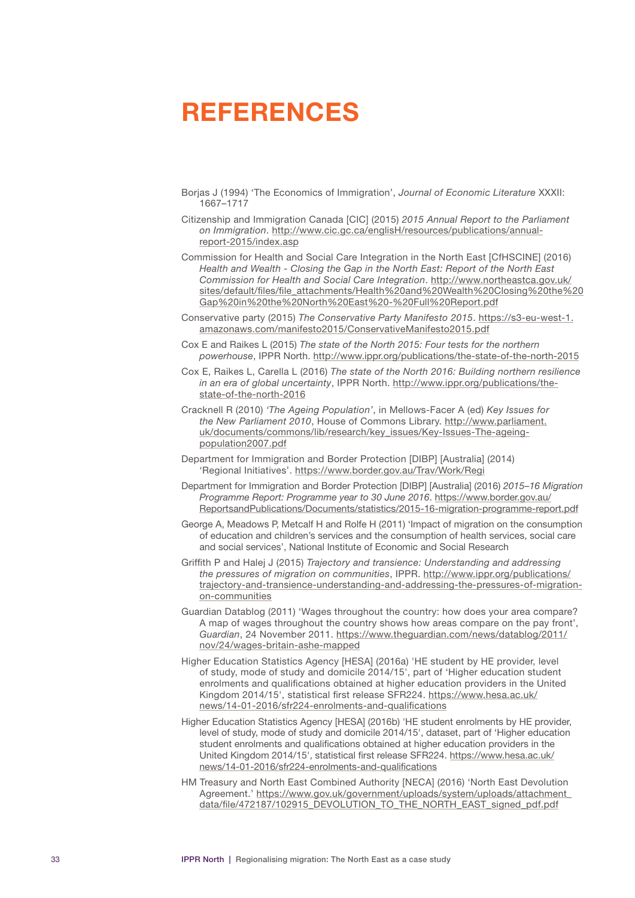# REFERENCES

Borjas J (1994) 'The Economics of Immigration', *Journal of Economic Literature* XXXII: 1667–1717

Citizenship and Immigration Canada [CIC] (2015) *2015 Annual Report to the Parliament on Immigration*. http://www.cic.gc.ca/englisH/resources/publications/annual-report-2015/index.asp

Commission for Health and Social Care Integration in the North East [CfHSCINE] (2016) *Health and Wealth - Closing the Gap in the North East: Report of the North East Commission for Health and Social Care Integration*. http://www.northeastca.gov.uk/sites/default/files/file_attachments/Health%20and%20Wealth%20Closing%20the%20Gap%20in%20the%20North%20East%20-%20Full%20Report.pdf

Conservative party (2015) *The Conservative Party Manifesto 2015*. https://s3-eu-west-1.amazonaws.com/manifesto2015/ConservativeManifesto2015.pdf

Cox E and Raikes L (2015) *The state of the North 2015: Four tests for the northern powerhouse*, IPPR North. http://www.ippr.org/publications/the-state-of-the-north-2015

Cox E, Raikes L, Carella L (2016) *The state of the North 2016: Building northern resilience in an era of global uncertainty*, IPPR North. http://www.ippr.org/publications/the-state-of-the-north-2016

Cracknell R (2010) *'The Ageing Population'*, in Mellows-Facer A (ed) *Key Issues for the New Parliament 2010*, House of Commons Library. http://www.parliament.uk/documents/commons/lib/research/key_issues/Key-Issues-The-ageing-population2007.pdf

Department for Immigration and Border Protection [DIBP] [Australia] (2014) 'Regional Initiatives'. https://www.border.gov.au/Trav/Work/Regi

Department for Immigration and Border Protection [DIBP] [Australia] (2016) *2015–16 Migration Programme Report: Programme year to 30 June 2016*. https://www.border.gov.au/ReportsandPublications/Documents/statistics/2015-16-migration-programme-report.pdf

George A, Meadows P, Metcalf H and Rolfe H (2011) 'Impact of migration on the consumption of education and children's services and the consumption of health services, social care and social services', National Institute of Economic and Social Research

Griffith P and Halej J (2015) *Trajectory and transience: Understanding and addressing the pressures of migration on communities*, IPPR. http://www.ippr.org/publications/trajectory-and-transience-understanding-and-addressing-the-pressures-of-migration-on-communities

Guardian Datablog (2011) 'Wages throughout the country: how does your area compare? A map of wages throughout the country shows how areas compare on the pay front', *Guardian*, 24 November 2011. https://www.theguardian.com/news/datablog/2011/nov/24/wages-britain-ashe-mapped

Higher Education Statistics Agency [HESA] (2016a) 'HE student by HE provider, level of study, mode of study and domicile 2014/15', part of 'Higher education student enrolments and qualifications obtained at higher education providers in the United Kingdom 2014/15', statistical first release SFR224. https://www.hesa.ac.uk/news/14-01-2016/sfr224-enrolments-and-qualifications

Higher Education Statistics Agency [HESA] (2016b) 'HE student enrolments by HE provider, level of study, mode of study and domicile 2014/15', dataset, part of 'Higher education student enrolments and qualifications obtained at higher education providers in the United Kingdom 2014/15', statistical first release SFR224. https://www.hesa.ac.uk/news/14-01-2016/sfr224-enrolments-and-qualifications

HM Treasury and North East Combined Authority [NECA] (2016) 'North East Devolution Agreement.' https://www.gov.uk/government/uploads/system/uploads/attachment_data/file/472187/102915_DEVOLUTION_TO_THE_NORTH_EAST_signed_pdf.pdf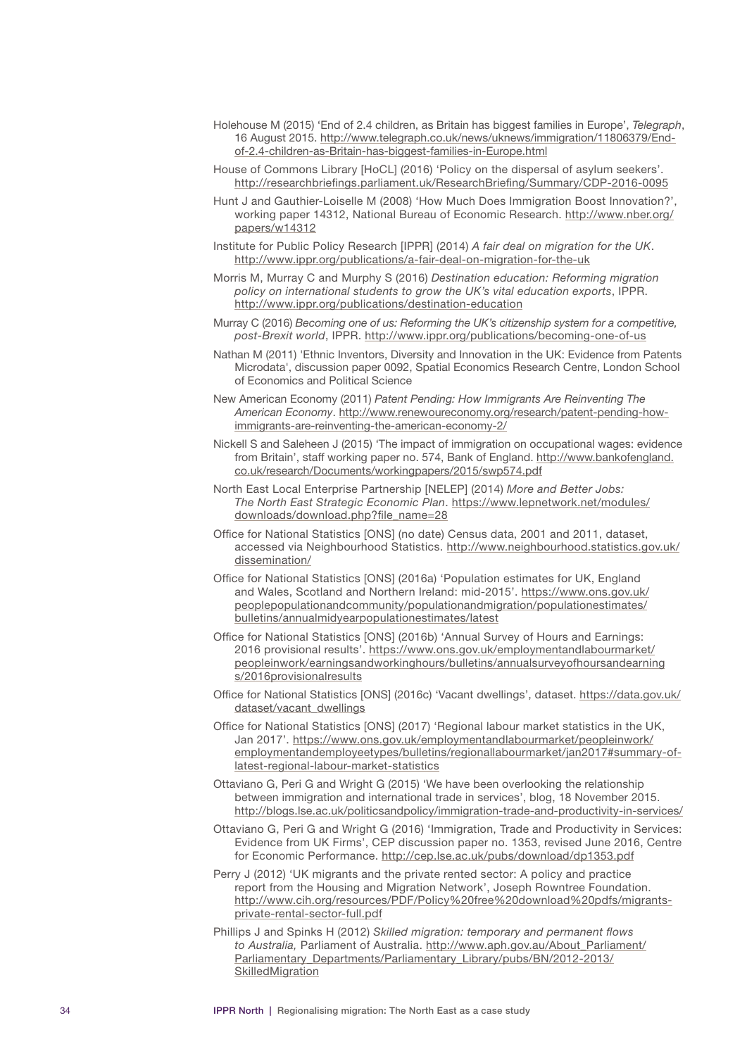Holehouse M (2015) 'End of 2.4 children, as Britain has biggest families in Europe', *Telegraph*, 16 August 2015. http://www.telegraph.co.uk/news/uknews/immigration/11806379/End-of-2.4-children-as-Britain-has-biggest-families-in-Europe.html

House of Commons Library [HoCL] (2016) 'Policy on the dispersal of asylum seekers'. http://researchbriefings.parliament.uk/ResearchBriefing/Summary/CDP-2016-0095

Hunt J and Gauthier-Loiselle M (2008) 'How Much Does Immigration Boost Innovation?', working paper 14312, National Bureau of Economic Research. http://www.nber.org/papers/w14312

Institute for Public Policy Research [IPPR] (2014) *A fair deal on migration for the UK*. http://www.ippr.org/publications/a-fair-deal-on-migration-for-the-uk

Morris M, Murray C and Murphy S (2016) *Destination education: Reforming migration policy on international students to grow the UK's vital education exports*, IPPR. http://www.ippr.org/publications/destination-education

Murray C (2016) *Becoming one of us: Reforming the UK's citizenship system for a competitive, post-Brexit world*, IPPR. http://www.ippr.org/publications/becoming-one-of-us

Nathan M (2011) 'Ethnic Inventors, Diversity and Innovation in the UK: Evidence from Patents Microdata', discussion paper 0092, Spatial Economics Research Centre, London School of Economics and Political Science

New American Economy (2011) *Patent Pending: How Immigrants Are Reinventing The American Economy*. http://www.renewoureconomy.org/research/patent-pending-how-immigrants-are-reinventing-the-american-economy-2/

Nickell S and Saleheen J (2015) 'The impact of immigration on occupational wages: evidence from Britain', staff working paper no. 574, Bank of England. http://www.bankofengland.co.uk/research/Documents/workingpapers/2015/swp574.pdf

North East Local Enterprise Partnership [NELEP] (2014) *More and Better Jobs: The North East Strategic Economic Plan*. https://www.lepnetwork.net/modules/downloads/download.php?file_name=28

Office for National Statistics [ONS] (no date) Census data, 2001 and 2011, dataset, accessed via Neighbourhood Statistics. http://www.neighbourhood.statistics.gov.uk/dissemination/

Office for National Statistics [ONS] (2016a) 'Population estimates for UK, England and Wales, Scotland and Northern Ireland: mid-2015'. https://www.ons.gov.uk/peoplepopulationandcommunity/populationandmigration/populationestimates/bulletins/annualmidyearpopulationestimates/latest

Office for National Statistics [ONS] (2016b) 'Annual Survey of Hours and Earnings: 2016 provisional results'. https://www.ons.gov.uk/employmentandlabourmarket/peopleinwork/earningsandworkinghours/bulletins/annualsurveyofhoursandearnings/2016provisionalresults

Office for National Statistics [ONS] (2016c) 'Vacant dwellings', dataset. https://data.gov.uk/dataset/vacant_dwellings

Office for National Statistics [ONS] (2017) 'Regional labour market statistics in the UK, Jan 2017'. https://www.ons.gov.uk/employmentandlabourmarket/peopleinwork/employmentandemployeetypes/bulletins/regionallabourmarket/jan2017#summary-of-latest-regional-labour-market-statistics

Ottaviano G, Peri G and Wright G (2015) 'We have been overlooking the relationship between immigration and international trade in services', blog, 18 November 2015. http://blogs.lse.ac.uk/politicsandpolicy/immigration-trade-and-productivity-in-services/

Ottaviano G, Peri G and Wright G (2016) 'Immigration, Trade and Productivity in Services: Evidence from UK Firms', CEP discussion paper no. 1353, revised June 2016, Centre for Economic Performance. http://cep.lse.ac.uk/pubs/download/dp1353.pdf

Perry J (2012) 'UK migrants and the private rented sector: A policy and practice report from the Housing and Migration Network', Joseph Rowntree Foundation. http://www.cih.org/resources/PDF/Policy%20free%20download%20pdfs/migrants-private-rental-sector-full.pdf

Phillips J and Spinks H (2012) *Skilled migration: temporary and permanent flows to Australia,* Parliament of Australia. http://www.aph.gov.au/About_Parliament/Parliamentary_Departments/Parliamentary_Library/pubs/BN/2012-2013/SkilledMigration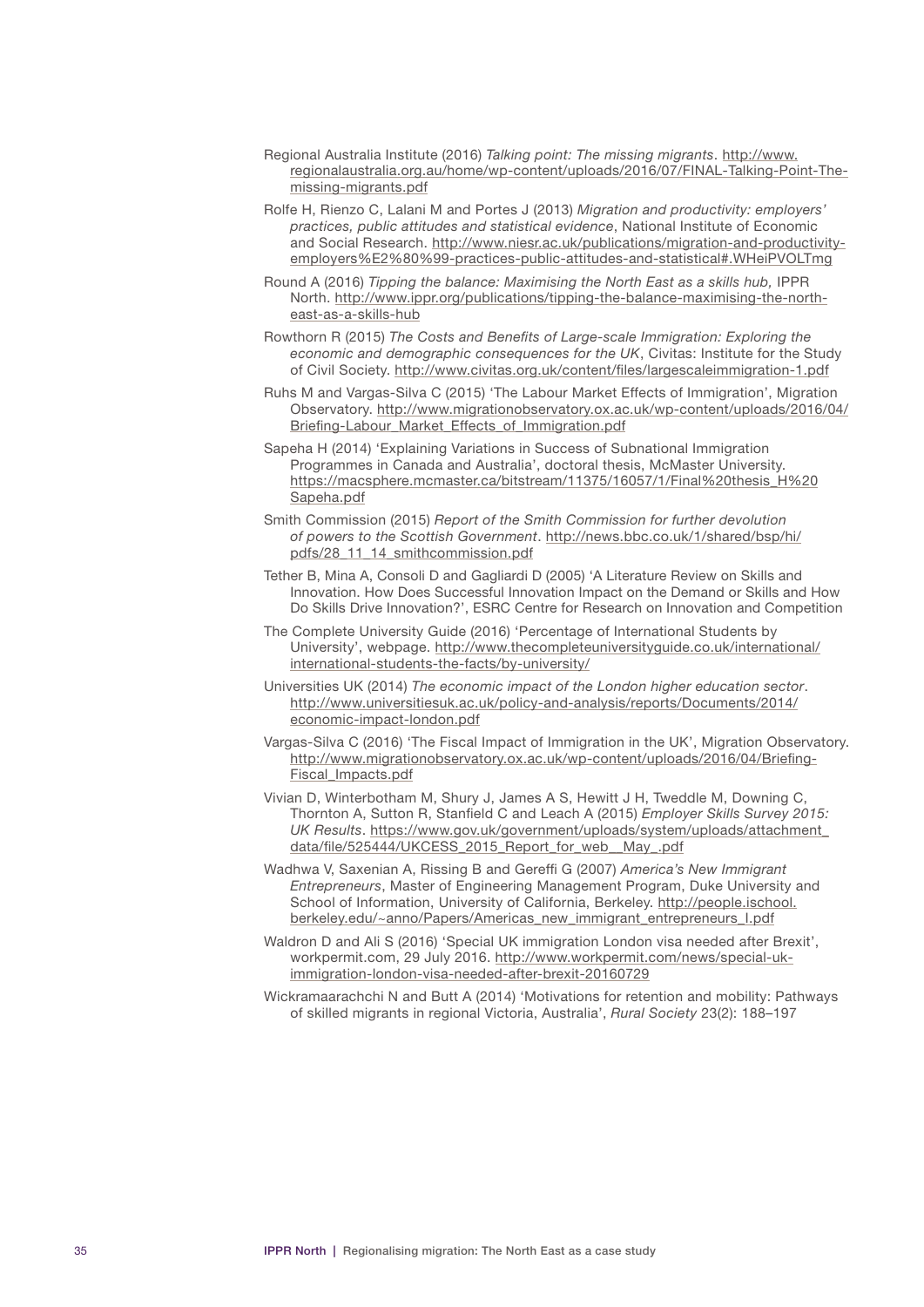Regional Australia Institute (2016) *Talking point: The missing migrants*. http://www.regionalaustralia.org.au/home/wp-content/uploads/2016/07/FINAL-Talking-Point-The-missing-migrants.pdf

Rolfe H, Rienzo C, Lalani M and Portes J (2013) *Migration and productivity: employers' practices, public attitudes and statistical evidence*, National Institute of Economic and Social Research. http://www.niesr.ac.uk/publications/migration-and-productivity-employers%E2%80%99-practices-public-attitudes-and-statistical#.WHeiPVOLTmg

Round A (2016) *Tipping the balance: Maximising the North East as a skills hub,* IPPR North. http://www.ippr.org/publications/tipping-the-balance-maximising-the-north-east-as-a-skills-hub

Rowthorn R (2015) *The Costs and Benefits of Large-scale Immigration: Exploring the economic and demographic consequences for the UK*, Civitas: Institute for the Study of Civil Society. http://www.civitas.org.uk/content/files/largescaleimmigration-1.pdf

Ruhs M and Vargas-Silva C (2015) 'The Labour Market Effects of Immigration', Migration Observatory. http://www.migrationobservatory.ox.ac.uk/wp-content/uploads/2016/04/Briefing-Labour_Market_Effects_of_Immigration.pdf

Sapeha H (2014) 'Explaining Variations in Success of Subnational Immigration Programmes in Canada and Australia', doctoral thesis, McMaster University. https://macsphere.mcmaster.ca/bitstream/11375/16057/1/Final%20thesis_H%20Sapeha.pdf

Smith Commission (2015) *Report of the Smith Commission for further devolution of powers to the Scottish Government*. http://news.bbc.co.uk/1/shared/bsp/hi/pdfs/28_11_14_smithcommission.pdf

Tether B, Mina A, Consoli D and Gagliardi D (2005) 'A Literature Review on Skills and Innovation. How Does Successful Innovation Impact on the Demand or Skills and How Do Skills Drive Innovation?', ESRC Centre for Research on Innovation and Competition

The Complete University Guide (2016) 'Percentage of International Students by University', webpage. http://www.thecompleteuniversityguide.co.uk/international/international-students-the-facts/by-university/

Universities UK (2014) *The economic impact of the London higher education sector*. http://www.universitiesuk.ac.uk/policy-and-analysis/reports/Documents/2014/economic-impact-london.pdf

Vargas-Silva C (2016) 'The Fiscal Impact of Immigration in the UK', Migration Observatory. http://www.migrationobservatory.ox.ac.uk/wp-content/uploads/2016/04/Briefing-Fiscal_Impacts.pdf

Vivian D, Winterbotham M, Shury J, James A S, Hewitt J H, Tweddle M, Downing C, Thornton A, Sutton R, Stanfield C and Leach A (2015) *Employer Skills Survey 2015: UK Results*. https://www.gov.uk/government/uploads/system/uploads/attachment_data/file/525444/UKCESS_2015_Report_for_web__May_.pdf

Wadhwa V, Saxenian A, Rissing B and Gereffi G (2007) *America's New Immigrant Entrepreneurs*, Master of Engineering Management Program, Duke University and School of Information, University of California, Berkeley. http://people.ischool.berkeley.edu/~anno/Papers/Americas_new_immigrant_entrepreneurs_I.pdf

Waldron D and Ali S (2016) 'Special UK immigration London visa needed after Brexit', workpermit.com, 29 July 2016. http://www.workpermit.com/news/special-uk-immigration-london-visa-needed-after-brexit-20160729

Wickramaarachchi N and Butt A (2014) 'Motivations for retention and mobility: Pathways of skilled migrants in regional Victoria, Australia', *Rural Society* 23(2): 188–197